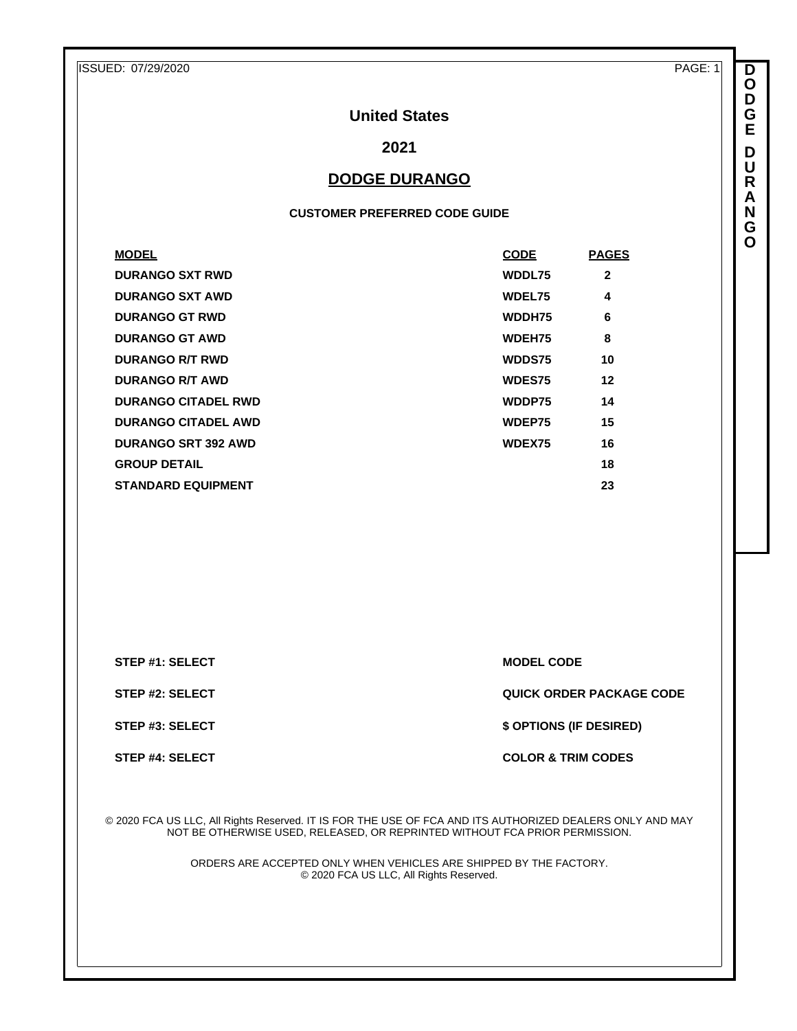# United States

## 2021

## DODGE DURANGO

### CUSTOMER PREFERRED CODE GUIDE

| MODEL | CODE | PAGES |
| --- | --- | --- |
| DURANGO SXT RWD | WDDL75 | 2 |
| DURANGO SXT AWD | WDEL75 | 4 |
| DURANGO GT RWD | WDDH75 | 6 |
| DURANGO GT AWD | WDEH75 | 8 |
| DURANGO R/T RWD | WDDS75 | 10 |
| DURANGO R/T AWD | WDES75 | 12 |
| DURANGO CITADEL RWD | WDDP75 | 14 |
| DURANGO CITADEL AWD | WDEP75 | 15 |
| DURANGO SRT 392 AWD | WDEX75 | 16 |
| GROUP DETAIL | | 18 |
| STANDARD EQUIPMENT | | 23 |

| | |
| --- | --- |
| **STEP #1: SELECT** | **MODEL CODE** |
| **STEP #2: SELECT** | **QUICK ORDER PACKAGE CODE** |
| **STEP #3: SELECT** | **$ OPTIONS (IF DESIRED)** |
| **STEP #4: SELECT** | **COLOR & TRIM CODES** |

© 2020 FCA US LLC, All Rights Reserved. IT IS FOR THE USE OF FCA AND ITS AUTHORIZED DEALERS ONLY AND MAY NOT BE OTHERWISE USED, RELEASED, OR REPRINTED WITHOUT FCA PRIOR PERMISSION.

ORDERS ARE ACCEPTED ONLY WHEN VEHICLES ARE SHIPPED BY THE FACTORY.
© 2020 FCA US LLC, All Rights Reserved.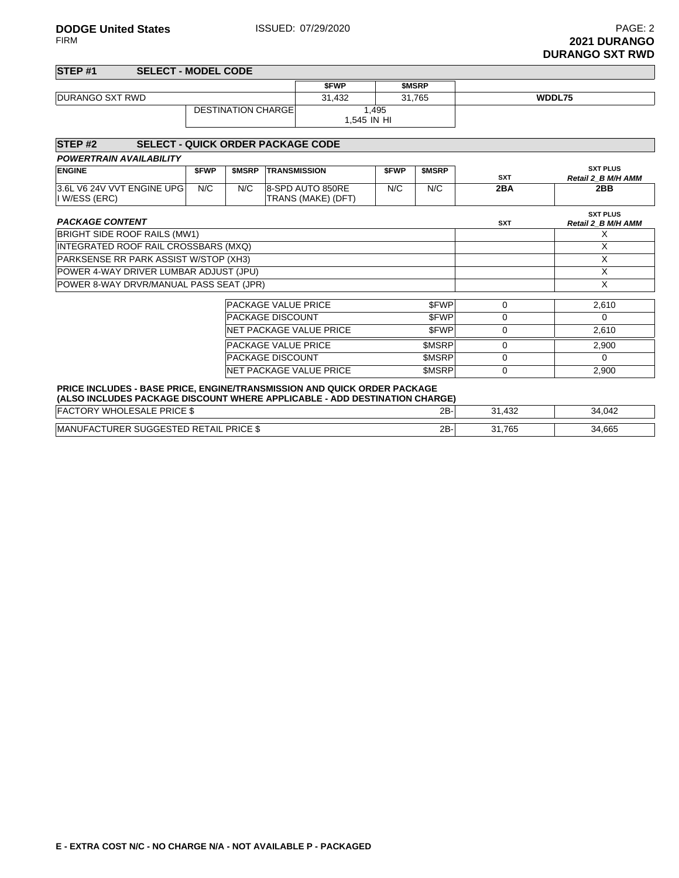**DODGE United States** ISSUED: 07/29/2020
FIRM

**2021 DURANGO**
**DURANGO SXT RWD**

## STEP #1 SELECT - MODEL CODE

| | | $FWP | $MSRP | |
|---|---|---|---|---|
| DURANGO SXT RWD | | 31,432 | 31,765 | **WDDL75** |
| | DESTINATION CHARGE | 1,495<br>1,545 IN HI | | |

## STEP #2 SELECT - QUICK ORDER PACKAGE CODE

***POWERTRAIN AVAILABILITY***

| ENGINE | $FWP | $MSRP | TRANSMISSION | $FWP | $MSRP | SXT | SXT PLUS *Retail 2_B M/H AMM* |
|---|---|---|---|---|---|---|---|
| 3.6L V6 24V VVT ENGINE UPG I W/ESS (ERC) | N/C | N/C | 8-SPD AUTO 850RE TRANS (MAKE) (DFT) | N/C | N/C | **2BA** | **2BB** |

| ***PACKAGE CONTENT*** | SXT | SXT PLUS *Retail 2_B M/H AMM* |
|---|---|---|
| BRIGHT SIDE ROOF RAILS (MW1) | | X |
| INTEGRATED ROOF RAIL CROSSBARS (MXQ) | | X |
| PARKSENSE RR PARK ASSIST W/STOP (XH3) | | X |
| POWER 4-WAY DRIVER LUMBAR ADJUST (JPU) | | X |
| POWER 8-WAY DRVR/MANUAL PASS SEAT (JPR) | | X |

| | | SXT | SXT PLUS |
|---|---|---|---|
| PACKAGE VALUE PRICE | $FWP | 0 | 2,610 |
| PACKAGE DISCOUNT | $FWP | 0 | 0 |
| NET PACKAGE VALUE PRICE | $FWP | 0 | 2,610 |
| PACKAGE VALUE PRICE | $MSRP | 0 | 2,900 |
| PACKAGE DISCOUNT | $MSRP | 0 | 0 |
| NET PACKAGE VALUE PRICE | $MSRP | 0 | 2,900 |

**PRICE INCLUDES - BASE PRICE, ENGINE/TRANSMISSION AND QUICK ORDER PACKAGE**
**(ALSO INCLUDES PACKAGE DISCOUNT WHERE APPLICABLE - ADD DESTINATION CHARGE)**

| | | SXT | SXT PLUS |
|---|---|---|---|
| FACTORY WHOLESALE PRICE $ | 2B- | 31,432 | 34,042 |
| MANUFACTURER SUGGESTED RETAIL PRICE $ | 2B- | 31,765 | 34,665 |

**E - EXTRA COST N/C - NO CHARGE N/A - NOT AVAILABLE P - PACKAGED**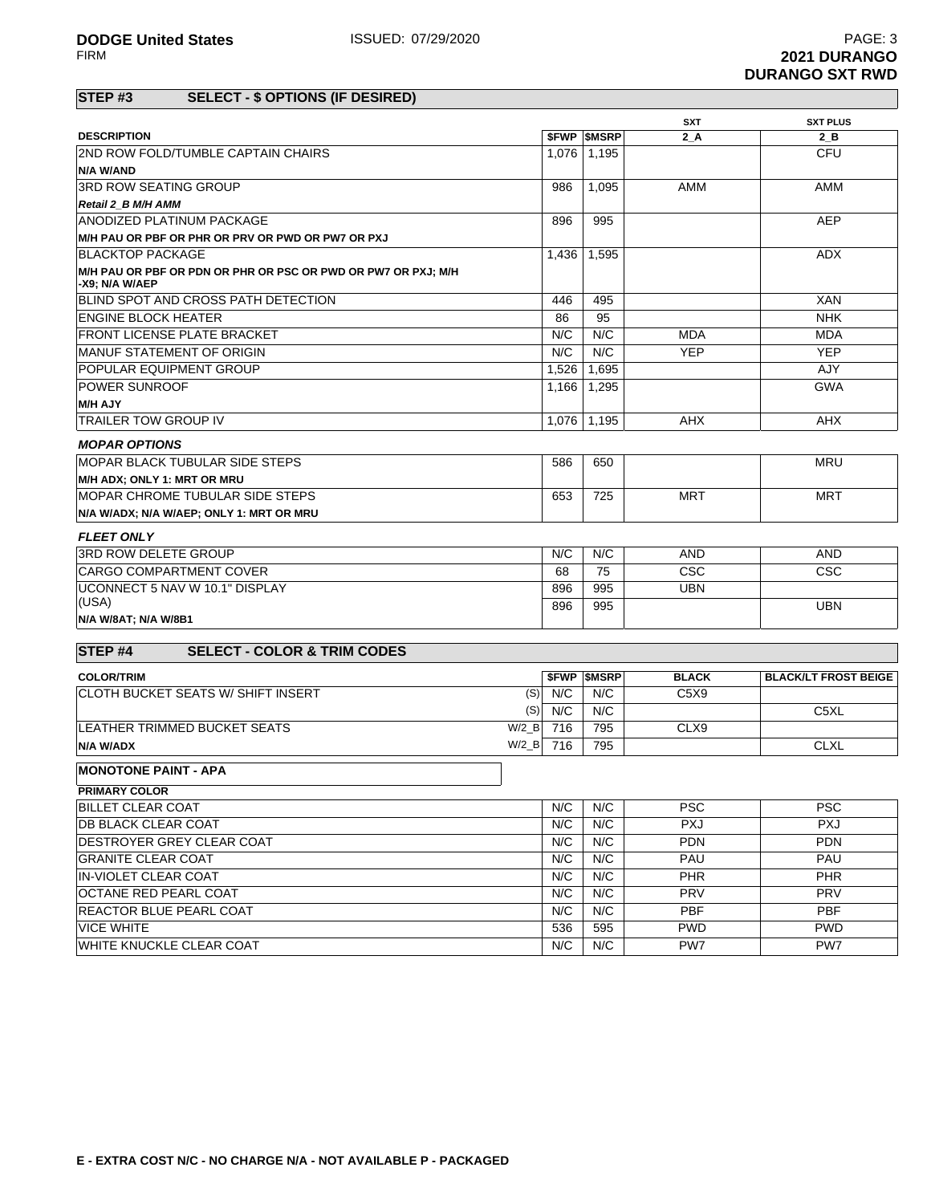**DODGE United States** ISSUED: 07/29/2020
FIRM

**2021 DURANGO**
**DURANGO SXT RWD**

## STEP #3 SELECT - $ OPTIONS (IF DESIRED)

| DESCRIPTION | $FWP | $MSRP | SXT 2_A | SXT PLUS 2_B |
|---|---|---|---|---|
| 2ND ROW FOLD/TUMBLE CAPTAIN CHAIRS | 1,076 | 1,195 | | CFU |
| **N/A W/AND** | | | | |
| 3RD ROW SEATING GROUP | 986 | 1,095 | AMM | AMM |
| ***Retail 2_B M/H AMM*** | | | | |
| ANODIZED PLATINUM PACKAGE | 896 | 995 | | AEP |
| **M/H PAU OR PBF OR PHR OR PRV OR PWD OR PW7 OR PXJ** | | | | |
| BLACKTOP PACKAGE | 1,436 | 1,595 | | ADX |
| **M/H PAU OR PBF OR PDN OR PHR OR PSC OR PWD OR PW7 OR PXJ; M/H -X9; N/A W/AEP** | | | | |
| BLIND SPOT AND CROSS PATH DETECTION | 446 | 495 | | XAN |
| ENGINE BLOCK HEATER | 86 | 95 | | NHK |
| FRONT LICENSE PLATE BRACKET | N/C | N/C | MDA | MDA |
| MANUF STATEMENT OF ORIGIN | N/C | N/C | YEP | YEP |
| POPULAR EQUIPMENT GROUP | 1,526 | 1,695 | | AJY |
| POWER SUNROOF | 1,166 | 1,295 | | GWA |
| **M/H AJY** | | | | |
| TRAILER TOW GROUP IV | 1,076 | 1,195 | AHX | AHX |
| ***MOPAR OPTIONS*** | | | | |
| MOPAR BLACK TUBULAR SIDE STEPS | 586 | 650 | | MRU |
| **M/H ADX; ONLY 1: MRT OR MRU** | | | | |
| MOPAR CHROME TUBULAR SIDE STEPS | 653 | 725 | MRT | MRT |
| **N/A W/ADX; N/A W/AEP; ONLY 1: MRT OR MRU** | | | | |
| ***FLEET ONLY*** | | | | |
| 3RD ROW DELETE GROUP | N/C | N/C | AND | AND |
| CARGO COMPARTMENT COVER | 68 | 75 | CSC | CSC |
| UCONNECT 5 NAV W 10.1" DISPLAY (USA) | 896 | 995 | UBN | |
| | 896 | 995 | | UBN |
| **N/A W/8AT; N/A W/8B1** | | | | |

## STEP #4 SELECT - COLOR & TRIM CODES

| COLOR/TRIM | | $FWP | $MSRP | BLACK | BLACK/LT FROST BEIGE |
|---|---|---|---|---|---|
| CLOTH BUCKET SEATS W/ SHIFT INSERT | (S) | N/C | N/C | C5X9 | |
| | (S) | N/C | N/C | | C5XL |
| LEATHER TRIMMED BUCKET SEATS | W/2_B | 716 | 795 | CLX9 | |
| **N/A W/ADX** | W/2_B | 716 | 795 | | CLXL |

**MONOTONE PAINT - APA**

| PRIMARY COLOR | $FWP | $MSRP | SXT 2_A | SXT PLUS 2_B |
|---|---|---|---|---|
| BILLET CLEAR COAT | N/C | N/C | PSC | PSC |
| DB BLACK CLEAR COAT | N/C | N/C | PXJ | PXJ |
| DESTROYER GREY CLEAR COAT | N/C | N/C | PDN | PDN |
| GRANITE CLEAR COAT | N/C | N/C | PAU | PAU |
| IN-VIOLET CLEAR COAT | N/C | N/C | PHR | PHR |
| OCTANE RED PEARL COAT | N/C | N/C | PRV | PRV |
| REACTOR BLUE PEARL COAT | N/C | N/C | PBF | PBF |
| VICE WHITE | 536 | 595 | PWD | PWD |
| WHITE KNUCKLE CLEAR COAT | N/C | N/C | PW7 | PW7 |

**E - EXTRA COST N/C - NO CHARGE N/A - NOT AVAILABLE P - PACKAGED**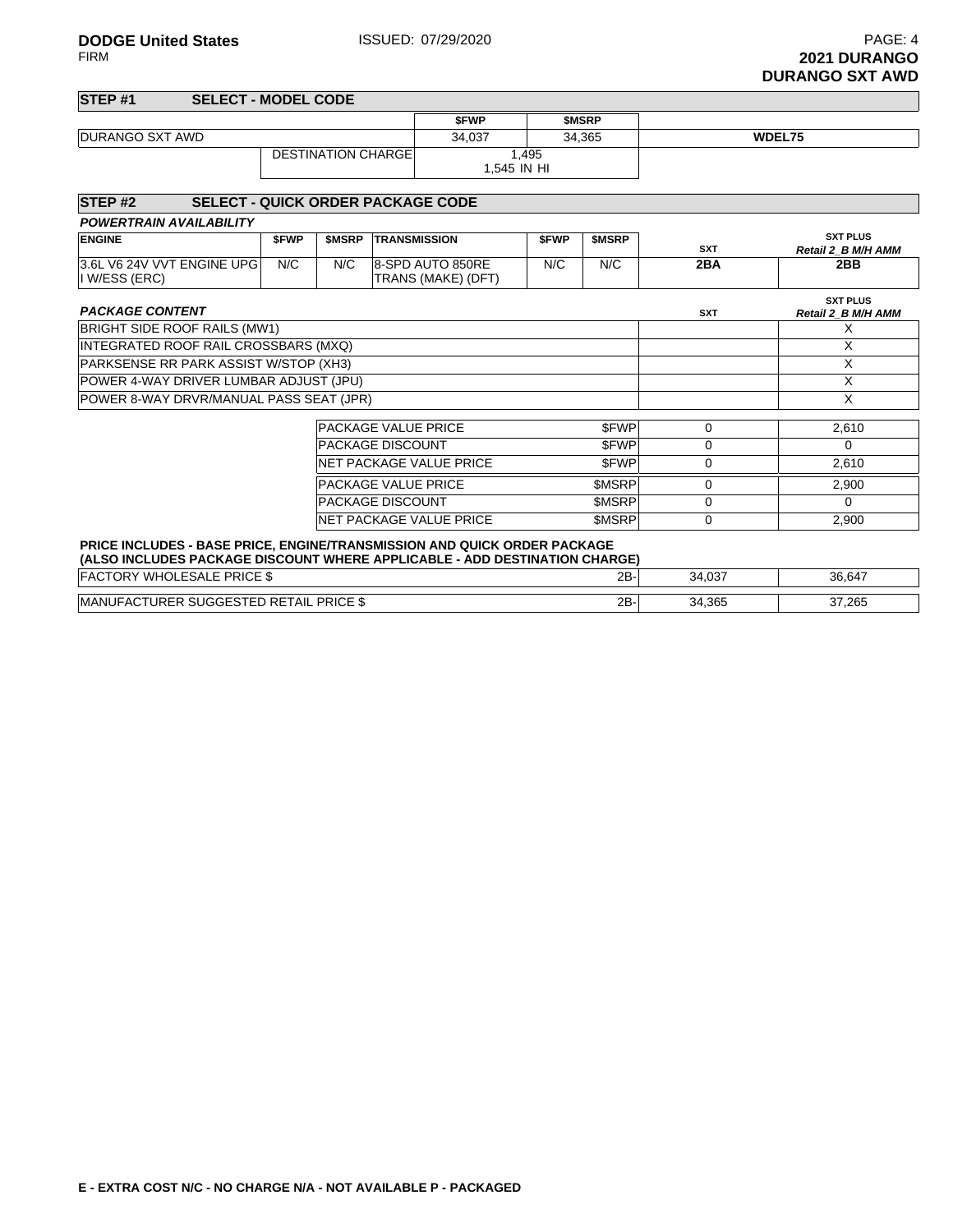# 2021 DURANGO
## DURANGO SXT AWD

**DODGE United States** ISSUED: 07/29/2020
FIRM

## STEP #1 SELECT - MODEL CODE

| | | $FWP | $MSRP | |
|---|---|---|---|---|
| DURANGO SXT AWD | | 34,037 | 34,365 | WDEL75 |
| | DESTINATION CHARGE | 1,495<br>1,545 IN HI | | |

## STEP #2 SELECT - QUICK ORDER PACKAGE CODE

***POWERTRAIN AVAILABILITY***

| ENGINE | $FWP | $MSRP | TRANSMISSION | $FWP | $MSRP | SXT | SXT PLUS<br>*Retail 2_B M/H AMM* |
|---|---|---|---|---|---|---|---|
| 3.6L V6 24V VVT ENGINE UPG I W/ESS (ERC) | N/C | N/C | 8-SPD AUTO 850RE TRANS (MAKE) (DFT) | N/C | N/C | 2BA | 2BB |

| *PACKAGE CONTENT* | SXT | SXT PLUS<br>*Retail 2_B M/H AMM* |
|---|---|---|
| BRIGHT SIDE ROOF RAILS (MW1) | | X |
| INTEGRATED ROOF RAIL CROSSBARS (MXQ) | | X |
| PARKSENSE RR PARK ASSIST W/STOP (XH3) | | X |
| POWER 4-WAY DRIVER LUMBAR ADJUST (JPU) | | X |
| POWER 8-WAY DRVR/MANUAL PASS SEAT (JPR) | | X |

| | | SXT | SXT PLUS |
|---|---|---|---|
| PACKAGE VALUE PRICE | $FWP | 0 | 2,610 |
| PACKAGE DISCOUNT | $FWP | 0 | 0 |
| NET PACKAGE VALUE PRICE | $FWP | 0 | 2,610 |
| PACKAGE VALUE PRICE | $MSRP | 0 | 2,900 |
| PACKAGE DISCOUNT | $MSRP | 0 | 0 |
| NET PACKAGE VALUE PRICE | $MSRP | 0 | 2,900 |

**PRICE INCLUDES - BASE PRICE, ENGINE/TRANSMISSION AND QUICK ORDER PACKAGE**
**(ALSO INCLUDES PACKAGE DISCOUNT WHERE APPLICABLE - ADD DESTINATION CHARGE)**

| | | SXT | SXT PLUS |
|---|---|---|---|
| FACTORY WHOLESALE PRICE $ | 2B- | 34,037 | 36,647 |
| MANUFACTURER SUGGESTED RETAIL PRICE $ | 2B- | 34,365 | 37,265 |

**E - EXTRA COST N/C - NO CHARGE N/A - NOT AVAILABLE P - PACKAGED**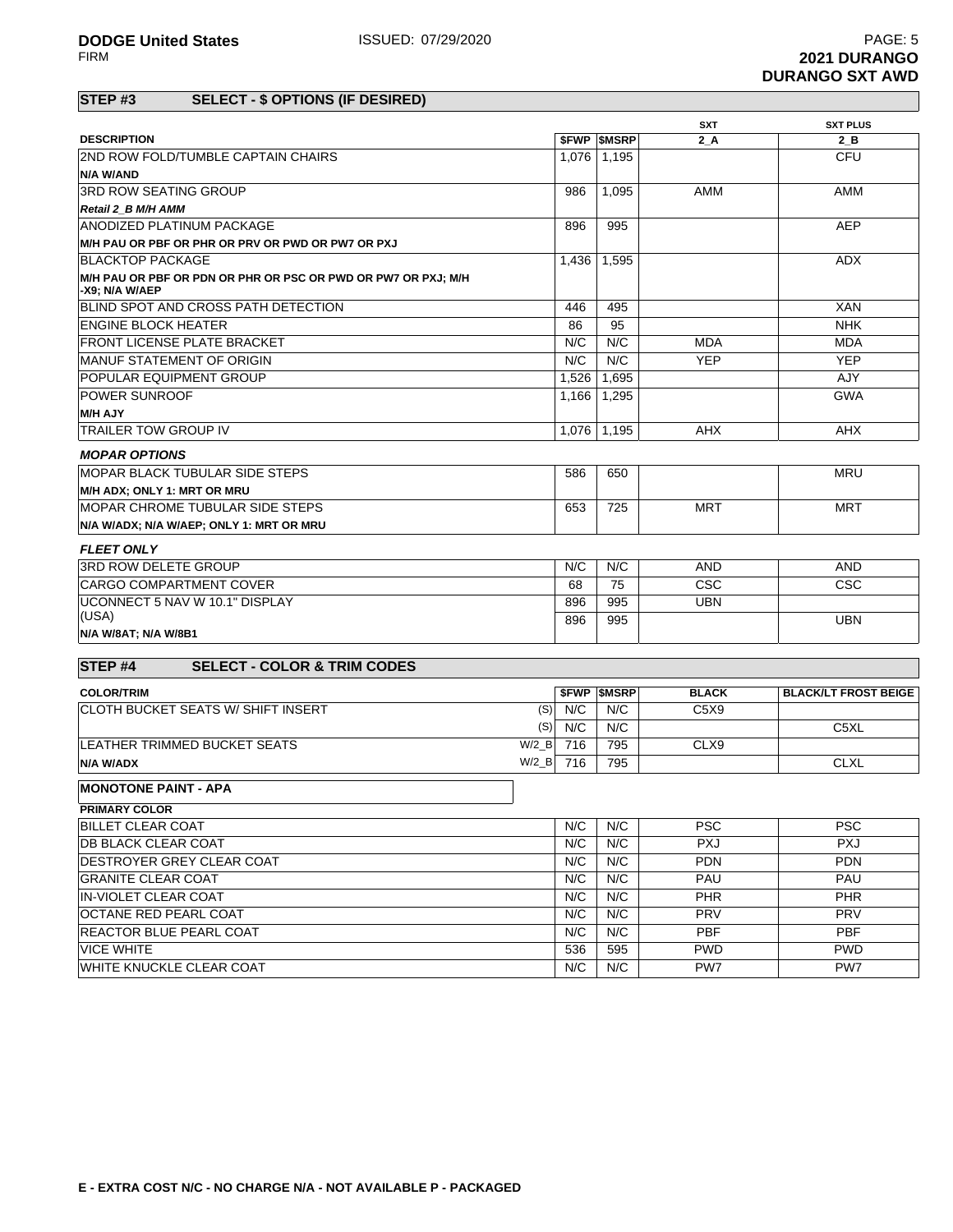**DODGE United States** ISSUED: 07/29/2020

FIRM

**2021 DURANGO**
**DURANGO SXT AWD**

## STEP #3 SELECT - $ OPTIONS (IF DESIRED)

| DESCRIPTION | $FWP | $MSRP | SXT 2_A | SXT PLUS 2_B |
|---|---|---|---|---|
| 2ND ROW FOLD/TUMBLE CAPTAIN CHAIRS | 1,076 | 1,195 | | CFU |
| **N/A W/AND** | | | | |
| 3RD ROW SEATING GROUP | 986 | 1,095 | AMM | AMM |
| ***Retail 2_B M/H AMM*** | | | | |
| ANODIZED PLATINUM PACKAGE | 896 | 995 | | AEP |
| **M/H PAU OR PBF OR PHR OR PRV OR PWD OR PW7 OR PXJ** | | | | |
| BLACKTOP PACKAGE | 1,436 | 1,595 | | ADX |
| **M/H PAU OR PBF OR PDN OR PHR OR PSC OR PWD OR PW7 OR PXJ; M/H -X9; N/A W/AEP** | | | | |
| BLIND SPOT AND CROSS PATH DETECTION | 446 | 495 | | XAN |
| ENGINE BLOCK HEATER | 86 | 95 | | NHK |
| FRONT LICENSE PLATE BRACKET | N/C | N/C | MDA | MDA |
| MANUF STATEMENT OF ORIGIN | N/C | N/C | YEP | YEP |
| POPULAR EQUIPMENT GROUP | 1,526 | 1,695 | | AJY |
| POWER SUNROOF | 1,166 | 1,295 | | GWA |
| **M/H AJY** | | | | |
| TRAILER TOW GROUP IV | 1,076 | 1,195 | AHX | AHX |
| ***MOPAR OPTIONS*** | | | | |
| MOPAR BLACK TUBULAR SIDE STEPS | 586 | 650 | | MRU |
| **M/H ADX; ONLY 1: MRT OR MRU** | | | | |
| MOPAR CHROME TUBULAR SIDE STEPS | 653 | 725 | MRT | MRT |
| **N/A W/ADX; N/A W/AEP; ONLY 1: MRT OR MRU** | | | | |
| ***FLEET ONLY*** | | | | |
| 3RD ROW DELETE GROUP | N/C | N/C | AND | AND |
| CARGO COMPARTMENT COVER | 68 | 75 | CSC | CSC |
| UCONNECT 5 NAV W 10.1" DISPLAY (USA) | 896 | 995 | UBN | |
| | 896 | 995 | | UBN |
| **N/A W/8AT; N/A W/8B1** | | | | |

## STEP #4 SELECT - COLOR & TRIM CODES

| COLOR/TRIM | | $FWP | $MSRP | BLACK | BLACK/LT FROST BEIGE |
|---|---|---|---|---|---|
| CLOTH BUCKET SEATS W/ SHIFT INSERT | (S) | N/C | N/C | C5X9 | |
| | (S) | N/C | N/C | | C5XL |
| LEATHER TRIMMED BUCKET SEATS | W/2_B | 716 | 795 | CLX9 | |
| **N/A W/ADX** | W/2_B | 716 | 795 | | CLXL |

**MONOTONE PAINT - APA**

| PRIMARY COLOR | $FWP | $MSRP | SXT 2_A | SXT PLUS 2_B |
|---|---|---|---|---|
| BILLET CLEAR COAT | N/C | N/C | PSC | PSC |
| DB BLACK CLEAR COAT | N/C | N/C | PXJ | PXJ |
| DESTROYER GREY CLEAR COAT | N/C | N/C | PDN | PDN |
| GRANITE CLEAR COAT | N/C | N/C | PAU | PAU |
| IN-VIOLET CLEAR COAT | N/C | N/C | PHR | PHR |
| OCTANE RED PEARL COAT | N/C | N/C | PRV | PRV |
| REACTOR BLUE PEARL COAT | N/C | N/C | PBF | PBF |
| VICE WHITE | 536 | 595 | PWD | PWD |
| WHITE KNUCKLE CLEAR COAT | N/C | N/C | PW7 | PW7 |

**E - EXTRA COST N/C - NO CHARGE N/A - NOT AVAILABLE P - PACKAGED**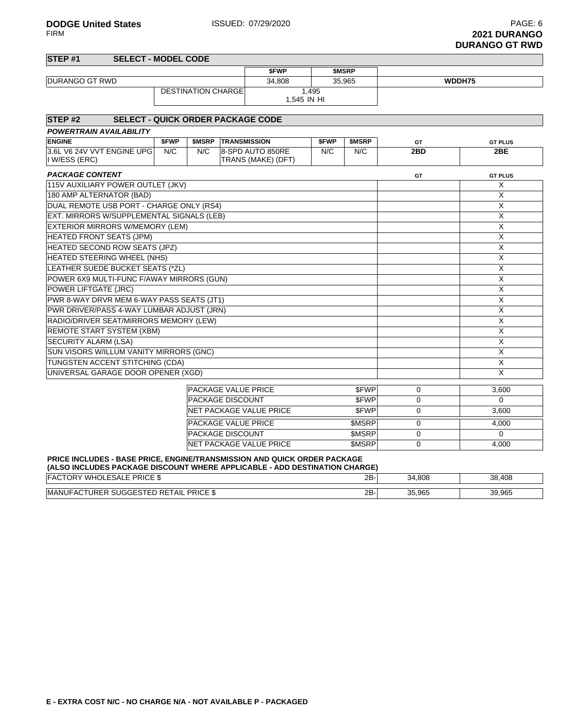**DODGE United States**
FIRM

ISSUED: 07/29/2020

**2021 DURANGO**
**DURANGO GT RWD**

## STEP #1 SELECT - MODEL CODE

| | $FWP | $MSRP | |
|---|---|---|---|
| DURANGO GT RWD | 34,808 | 35,965 | WDDH75 |
| DESTINATION CHARGE | 1,495<br>1,545 IN HI | | |

## STEP #2 SELECT - QUICK ORDER PACKAGE CODE

***POWERTRAIN AVAILABILITY***

| ENGINE | $FWP | $MSRP | TRANSMISSION | $FWP | $MSRP | GT | GT PLUS |
|---|---|---|---|---|---|---|---|
| 3.6L V6 24V VVT ENGINE UPG I W/ESS (ERC) | N/C | N/C | 8-SPD AUTO 850RE TRANS (MAKE) (DFT) | N/C | N/C | 2BD | 2BE |

***PACKAGE CONTENT***

| | GT | GT PLUS |
|---|---|---|
| 115V AUXILIARY POWER OUTLET (JKV) | | X |
| 180 AMP ALTERNATOR (BAD) | | X |
| DUAL REMOTE USB PORT - CHARGE ONLY (RS4) | | X |
| EXT. MIRRORS W/SUPPLEMENTAL SIGNALS (LEB) | | X |
| EXTERIOR MIRRORS W/MEMORY (LEM) | | X |
| HEATED FRONT SEATS (JPM) | | X |
| HEATED SECOND ROW SEATS (JPZ) | | X |
| HEATED STEERING WHEEL (NHS) | | X |
| LEATHER SUEDE BUCKET SEATS (*ZL) | | X |
| POWER 6X9 MULTI-FUNC F/AWAY MIRRORS (GUN) | | X |
| POWER LIFTGATE (JRC) | | X |
| PWR 8-WAY DRVR MEM 6-WAY PASS SEATS (JT1) | | X |
| PWR DRIVER/PASS 4-WAY LUMBAR ADJUST (JRN) | | X |
| RADIO/DRIVER SEAT/MIRRORS MEMORY (LEW) | | X |
| REMOTE START SYSTEM (XBM) | | X |
| SECURITY ALARM (LSA) | | X |
| SUN VISORS W/ILLUM VANITY MIRRORS (GNC) | | X |
| TUNGSTEN ACCENT STITCHING (CDA) | | X |
| UNIVERSAL GARAGE DOOR OPENER (XGD) | | X |

| | | GT | GT PLUS |
|---|---|---|---|
| PACKAGE VALUE PRICE | $FWP | 0 | 3,600 |
| PACKAGE DISCOUNT | $FWP | 0 | 0 |
| NET PACKAGE VALUE PRICE | $FWP | 0 | 3,600 |
| PACKAGE VALUE PRICE | $MSRP | 0 | 4,000 |
| PACKAGE DISCOUNT | $MSRP | 0 | 0 |
| NET PACKAGE VALUE PRICE | $MSRP | 0 | 4,000 |

**PRICE INCLUDES - BASE PRICE, ENGINE/TRANSMISSION AND QUICK ORDER PACKAGE**
**(ALSO INCLUDES PACKAGE DISCOUNT WHERE APPLICABLE - ADD DESTINATION CHARGE)**

| | | GT | GT PLUS |
|---|---|---|---|
| FACTORY WHOLESALE PRICE $ | 2B- | 34,808 | 38,408 |
| MANUFACTURER SUGGESTED RETAIL PRICE $ | 2B- | 35,965 | 39,965 |

**E - EXTRA COST N/C - NO CHARGE N/A - NOT AVAILABLE P - PACKAGED**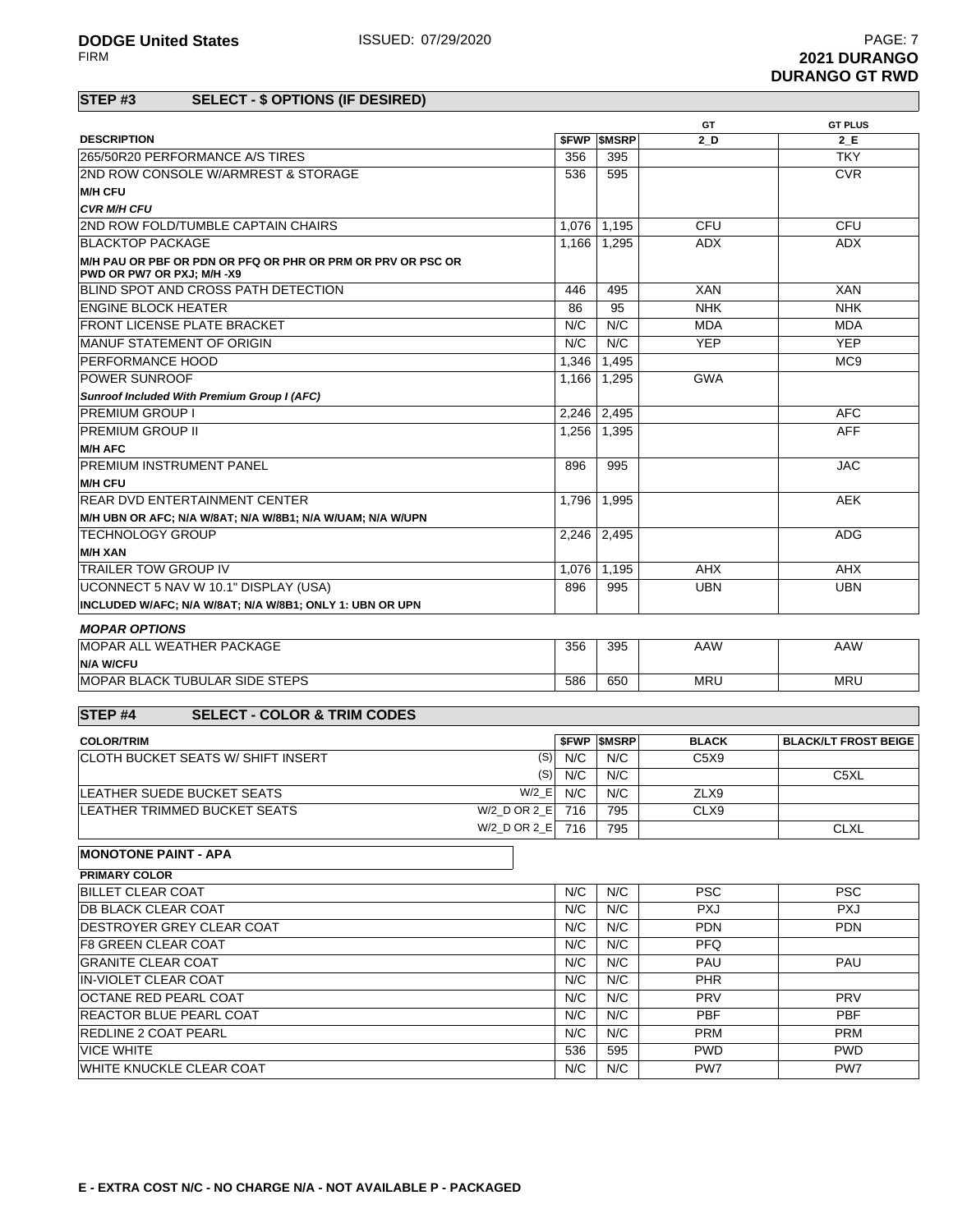**DODGE United States** ISSUED: 07/29/2020
FIRM

**2021 DURANGO**
**DURANGO GT RWD**

## STEP #3 SELECT - $ OPTIONS (IF DESIRED)

| DESCRIPTION | $FWP | $MSRP | GT 2_D | GT PLUS 2_E |
|---|---|---|---|---|
| 265/50R20 PERFORMANCE A/S TIRES | 356 | 395 | | TKY |
| 2ND ROW CONSOLE W/ARMREST & STORAGE | 536 | 595 | | CVR |
| **M/H CFU** | | | | |
| ***CVR M/H CFU*** | | | | |
| 2ND ROW FOLD/TUMBLE CAPTAIN CHAIRS | 1,076 | 1,195 | CFU | CFU |
| BLACKTOP PACKAGE | 1,166 | 1,295 | ADX | ADX |
| **M/H PAU OR PBF OR PDN OR PFQ OR PHR OR PRM OR PRV OR PSC OR PWD OR PW7 OR PXJ; M/H -X9** | | | | |
| BLIND SPOT AND CROSS PATH DETECTION | 446 | 495 | XAN | XAN |
| ENGINE BLOCK HEATER | 86 | 95 | NHK | NHK |
| FRONT LICENSE PLATE BRACKET | N/C | N/C | MDA | MDA |
| MANUF STATEMENT OF ORIGIN | N/C | N/C | YEP | YEP |
| PERFORMANCE HOOD | 1,346 | 1,495 | | MC9 |
| POWER SUNROOF | 1,166 | 1,295 | GWA | |
| ***Sunroof Included With Premium Group I (AFC)*** | | | | |
| PREMIUM GROUP I | 2,246 | 2,495 | | AFC |
| PREMIUM GROUP II | 1,256 | 1,395 | | AFF |
| **M/H AFC** | | | | |
| PREMIUM INSTRUMENT PANEL | 896 | 995 | | JAC |
| **M/H CFU** | | | | |
| REAR DVD ENTERTAINMENT CENTER | 1,796 | 1,995 | | AEK |
| **M/H UBN OR AFC; N/A W/8AT; N/A W/8B1; N/A W/UAM; N/A W/UPN** | | | | |
| TECHNOLOGY GROUP | 2,246 | 2,495 | | ADG |
| **M/H XAN** | | | | |
| TRAILER TOW GROUP IV | 1,076 | 1,195 | AHX | AHX |
| UCONNECT 5 NAV W 10.1" DISPLAY (USA) | 896 | 995 | UBN | UBN |
| **INCLUDED W/AFC; N/A W/8AT; N/A W/8B1; ONLY 1: UBN OR UPN** | | | | |
| ***MOPAR OPTIONS*** | | | | |
| MOPAR ALL WEATHER PACKAGE | 356 | 395 | AAW | AAW |
| **N/A W/CFU** | | | | |
| MOPAR BLACK TUBULAR SIDE STEPS | 586 | 650 | MRU | MRU |

## STEP #4 SELECT - COLOR & TRIM CODES

| COLOR/TRIM | | $FWP | $MSRP | BLACK | BLACK/LT FROST BEIGE |
|---|---|---|---|---|---|
| CLOTH BUCKET SEATS W/ SHIFT INSERT | (S) | N/C | N/C | C5X9 | |
| | (S) | N/C | N/C | | C5XL |
| LEATHER SUEDE BUCKET SEATS | W/2_E | N/C | N/C | ZLX9 | |
| LEATHER TRIMMED BUCKET SEATS | W/2_D OR 2_E | 716 | 795 | CLX9 | |
| | W/2_D OR 2_E | 716 | 795 | | CLXL |

**MONOTONE PAINT - APA**

| PRIMARY COLOR | $FWP | $MSRP | GT | GT PLUS |
|---|---|---|---|---|
| BILLET CLEAR COAT | N/C | N/C | PSC | PSC |
| DB BLACK CLEAR COAT | N/C | N/C | PXJ | PXJ |
| DESTROYER GREY CLEAR COAT | N/C | N/C | PDN | PDN |
| F8 GREEN CLEAR COAT | N/C | N/C | PFQ | |
| GRANITE CLEAR COAT | N/C | N/C | PAU | PAU |
| IN-VIOLET CLEAR COAT | N/C | N/C | PHR | |
| OCTANE RED PEARL COAT | N/C | N/C | PRV | PRV |
| REACTOR BLUE PEARL COAT | N/C | N/C | PBF | PBF |
| REDLINE 2 COAT PEARL | N/C | N/C | PRM | PRM |
| VICE WHITE | 536 | 595 | PWD | PWD |
| WHITE KNUCKLE CLEAR COAT | N/C | N/C | PW7 | PW7 |

**E - EXTRA COST N/C - NO CHARGE N/A - NOT AVAILABLE P - PACKAGED**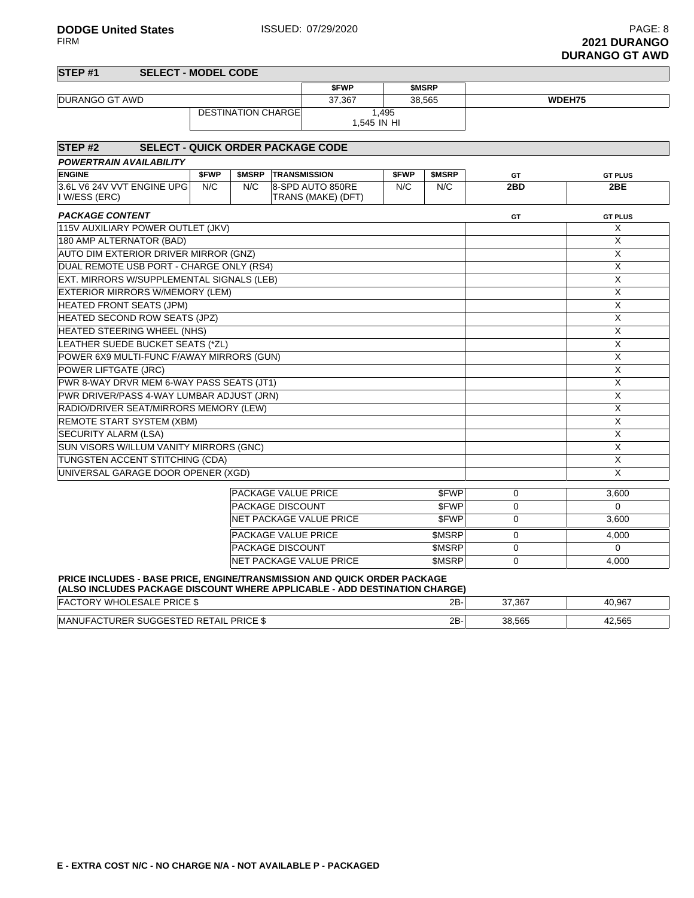**DODGE United States** ISSUED: 07/29/2020
FIRM

**2021 DURANGO**
**DURANGO GT AWD**

## STEP #1 SELECT - MODEL CODE

| | | $FWP | $MSRP | |
|---|---|---|---|---|
| DURANGO GT AWD | | 37,367 | 38,565 | **WDEH75** |
| | DESTINATION CHARGE | 1,495<br>1,545 IN HI | | |

## STEP #2 SELECT - QUICK ORDER PACKAGE CODE

***POWERTRAIN AVAILABILITY***

| ENGINE | $FWP | $MSRP | TRANSMISSION | $FWP | $MSRP | GT | GT PLUS |
|---|---|---|---|---|---|---|---|
| 3.6L V6 24V VVT ENGINE UPG I W/ESS (ERC) | N/C | N/C | 8-SPD AUTO 850RE TRANS (MAKE) (DFT) | N/C | N/C | **2BD** | **2BE** |

***PACKAGE CONTENT***

| | GT | GT PLUS |
|---|---|---|
| 115V AUXILIARY POWER OUTLET (JKV) | | X |
| 180 AMP ALTERNATOR (BAD) | | X |
| AUTO DIM EXTERIOR DRIVER MIRROR (GNZ) | | X |
| DUAL REMOTE USB PORT - CHARGE ONLY (RS4) | | X |
| EXT. MIRRORS W/SUPPLEMENTAL SIGNALS (LEB) | | X |
| EXTERIOR MIRRORS W/MEMORY (LEM) | | X |
| HEATED FRONT SEATS (JPM) | | X |
| HEATED SECOND ROW SEATS (JPZ) | | X |
| HEATED STEERING WHEEL (NHS) | | X |
| LEATHER SUEDE BUCKET SEATS (*ZL) | | X |
| POWER 6X9 MULTI-FUNC F/AWAY MIRRORS (GUN) | | X |
| POWER LIFTGATE (JRC) | | X |
| PWR 8-WAY DRVR MEM 6-WAY PASS SEATS (JT1) | | X |
| PWR DRIVER/PASS 4-WAY LUMBAR ADJUST (JRN) | | X |
| RADIO/DRIVER SEAT/MIRRORS MEMORY (LEW) | | X |
| REMOTE START SYSTEM (XBM) | | X |
| SECURITY ALARM (LSA) | | X |
| SUN VISORS W/ILLUM VANITY MIRRORS (GNC) | | X |
| TUNGSTEN ACCENT STITCHING (CDA) | | X |
| UNIVERSAL GARAGE DOOR OPENER (XGD) | | X |

| | | GT | GT PLUS |
|---|---|---|---|
| PACKAGE VALUE PRICE | $FWP | 0 | 3,600 |
| PACKAGE DISCOUNT | $FWP | 0 | 0 |
| NET PACKAGE VALUE PRICE | $FWP | 0 | 3,600 |
| PACKAGE VALUE PRICE | $MSRP | 0 | 4,000 |
| PACKAGE DISCOUNT | $MSRP | 0 | 0 |
| NET PACKAGE VALUE PRICE | $MSRP | 0 | 4,000 |

**PRICE INCLUDES - BASE PRICE, ENGINE/TRANSMISSION AND QUICK ORDER PACKAGE**
**(ALSO INCLUDES PACKAGE DISCOUNT WHERE APPLICABLE - ADD DESTINATION CHARGE)**

| | | GT | GT PLUS |
|---|---|---|---|
| FACTORY WHOLESALE PRICE $ | 2B- | 37,367 | 40,967 |
| MANUFACTURER SUGGESTED RETAIL PRICE $ | 2B- | 38,565 | 42,565 |

**E - EXTRA COST N/C - NO CHARGE N/A - NOT AVAILABLE P - PACKAGED**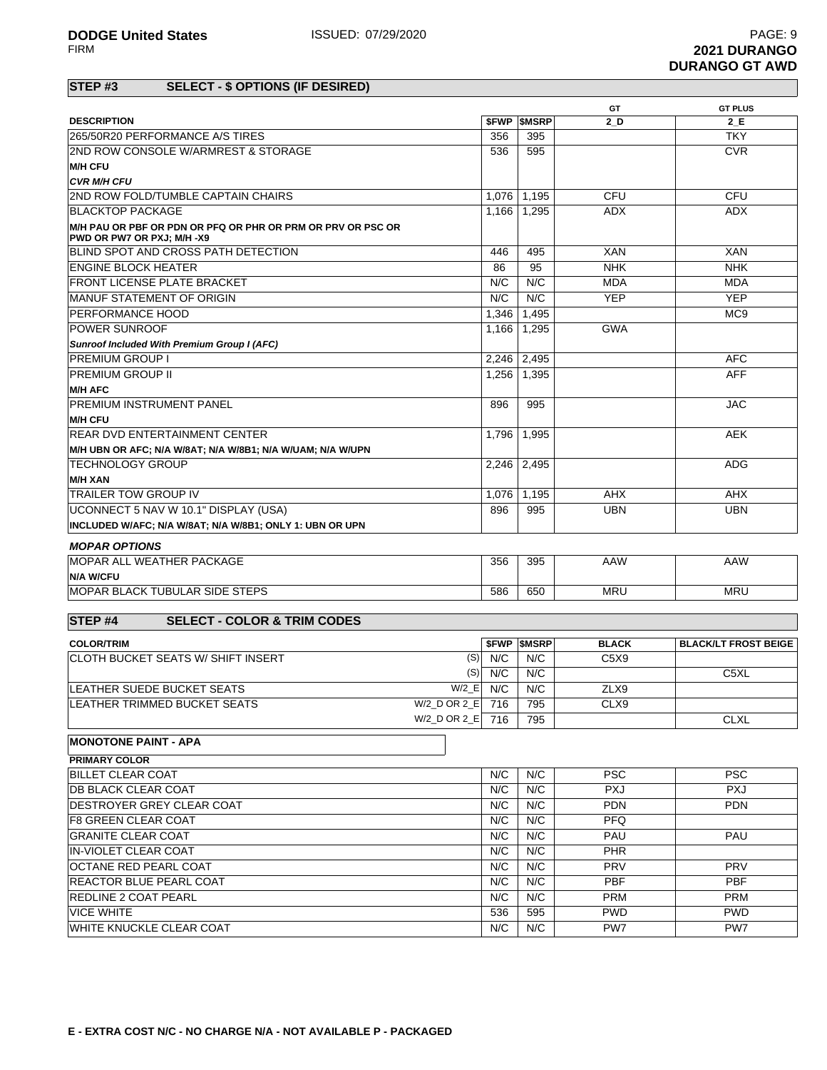**DODGE United States** ISSUED: 07/29/2020

FIRM

**2021 DURANGO**
**DURANGO GT AWD**

## STEP #3 SELECT - $ OPTIONS (IF DESIRED)

| DESCRIPTION | $FWP | $MSRP | GT 2_D | GT PLUS 2_E |
|---|---|---|---|---|
| 265/50R20 PERFORMANCE A/S TIRES | 356 | 395 | | TKY |
| 2ND ROW CONSOLE W/ARMREST & STORAGE | 536 | 595 | | CVR |
| **M/H CFU** | | | | |
| ***CVR M/H CFU*** | | | | |
| 2ND ROW FOLD/TUMBLE CAPTAIN CHAIRS | 1,076 | 1,195 | CFU | CFU |
| BLACKTOP PACKAGE | 1,166 | 1,295 | ADX | ADX |
| **M/H PAU OR PBF OR PDN OR PFQ OR PHR OR PRM OR PRV OR PSC OR PWD OR PW7 OR PXJ; M/H -X9** | | | | |
| BLIND SPOT AND CROSS PATH DETECTION | 446 | 495 | XAN | XAN |
| ENGINE BLOCK HEATER | 86 | 95 | NHK | NHK |
| FRONT LICENSE PLATE BRACKET | N/C | N/C | MDA | MDA |
| MANUF STATEMENT OF ORIGIN | N/C | N/C | YEP | YEP |
| PERFORMANCE HOOD | 1,346 | 1,495 | | MC9 |
| POWER SUNROOF | 1,166 | 1,295 | GWA | |
| ***Sunroof Included With Premium Group I (AFC)*** | | | | |
| PREMIUM GROUP I | 2,246 | 2,495 | | AFC |
| PREMIUM GROUP II | 1,256 | 1,395 | | AFF |
| **M/H AFC** | | | | |
| PREMIUM INSTRUMENT PANEL | 896 | 995 | | JAC |
| **M/H CFU** | | | | |
| REAR DVD ENTERTAINMENT CENTER | 1,796 | 1,995 | | AEK |
| **M/H UBN OR AFC; N/A W/8AT; N/A W/8B1; N/A W/UAM; N/A W/UPN** | | | | |
| TECHNOLOGY GROUP | 2,246 | 2,495 | | ADG |
| **M/H XAN** | | | | |
| TRAILER TOW GROUP IV | 1,076 | 1,195 | AHX | AHX |
| UCONNECT 5 NAV W 10.1" DISPLAY (USA) | 896 | 995 | UBN | UBN |
| **INCLUDED W/AFC; N/A W/8AT; N/A W/8B1; ONLY 1: UBN OR UPN** | | | | |
| ***MOPAR OPTIONS*** | | | | |
| MOPAR ALL WEATHER PACKAGE | 356 | 395 | AAW | AAW |
| **N/A W/CFU** | | | | |
| MOPAR BLACK TUBULAR SIDE STEPS | 586 | 650 | MRU | MRU |

## STEP #4 SELECT - COLOR & TRIM CODES

| COLOR/TRIM | | $FWP | $MSRP | BLACK | BLACK/LT FROST BEIGE |
|---|---|---|---|---|---|
| CLOTH BUCKET SEATS W/ SHIFT INSERT | (S) | N/C | N/C | C5X9 | |
| | (S) | N/C | N/C | | C5XL |
| LEATHER SUEDE BUCKET SEATS | W/2_E | N/C | N/C | ZLX9 | |
| LEATHER TRIMMED BUCKET SEATS | W/2_D OR 2_E | 716 | 795 | CLX9 | |
| | W/2_D OR 2_E | 716 | 795 | | CLXL |

**MONOTONE PAINT - APA**

| PRIMARY COLOR | $FWP | $MSRP | BLACK | BLACK/LT FROST BEIGE |
|---|---|---|---|---|
| BILLET CLEAR COAT | N/C | N/C | PSC | PSC |
| DB BLACK CLEAR COAT | N/C | N/C | PXJ | PXJ |
| DESTROYER GREY CLEAR COAT | N/C | N/C | PDN | PDN |
| F8 GREEN CLEAR COAT | N/C | N/C | PFQ | |
| GRANITE CLEAR COAT | N/C | N/C | PAU | PAU |
| IN-VIOLET CLEAR COAT | N/C | N/C | PHR | |
| OCTANE RED PEARL COAT | N/C | N/C | PRV | PRV |
| REACTOR BLUE PEARL COAT | N/C | N/C | PBF | PBF |
| REDLINE 2 COAT PEARL | N/C | N/C | PRM | PRM |
| VICE WHITE | 536 | 595 | PWD | PWD |
| WHITE KNUCKLE CLEAR COAT | N/C | N/C | PW7 | PW7 |

**E - EXTRA COST N/C - NO CHARGE N/A - NOT AVAILABLE P - PACKAGED**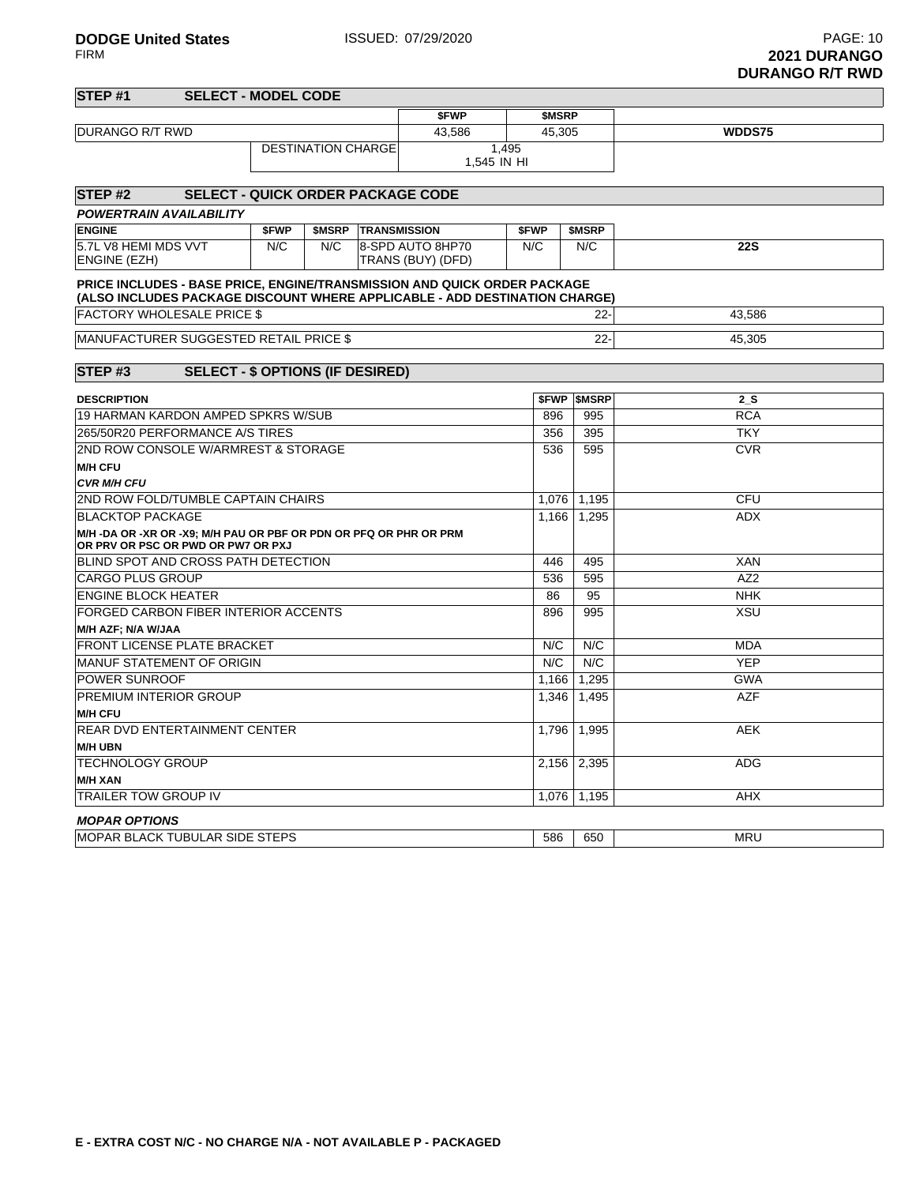**DODGE United States** ISSUED: 07/29/2020

FIRM

**2021 DURANGO**
**DURANGO R/T RWD**

## STEP #1 SELECT - MODEL CODE

| | | $FWP | $MSRP | |
|---|---|---|---|---|
| DURANGO R/T RWD | | 43,586 | 45,305 | **WDDS75** |
| | DESTINATION CHARGE | 1,495<br>1,545 IN HI | | |

## STEP #2 SELECT - QUICK ORDER PACKAGE CODE

***POWERTRAIN AVAILABILITY***

| ENGINE | $FWP | $MSRP | TRANSMISSION | $FWP | $MSRP | |
|---|---|---|---|---|---|---|
| 5.7L V8 HEMI MDS VVT ENGINE (EZH) | N/C | N/C | 8-SPD AUTO 8HP70 TRANS (BUY) (DFD) | N/C | N/C | **22S** |

**PRICE INCLUDES - BASE PRICE, ENGINE/TRANSMISSION AND QUICK ORDER PACKAGE (ALSO INCLUDES PACKAGE DISCOUNT WHERE APPLICABLE - ADD DESTINATION CHARGE)**

| | | |
|---|---|---|
| FACTORY WHOLESALE PRICE $ | 22- | 43,586 |
| MANUFACTURER SUGGESTED RETAIL PRICE $ | 22- | 45,305 |

## STEP #3 SELECT - $ OPTIONS (IF DESIRED)

| DESCRIPTION | $FWP | $MSRP | 2_S |
|---|---|---|---|
| 19 HARMAN KARDON AMPED SPKRS W/SUB | 896 | 995 | RCA |
| 265/50R20 PERFORMANCE A/S TIRES | 356 | 395 | TKY |
| 2ND ROW CONSOLE W/ARMREST & STORAGE | 536 | 595 | CVR |
| **M/H CFU** | | | |
| ***CVR M/H CFU*** | | | |
| 2ND ROW FOLD/TUMBLE CAPTAIN CHAIRS | 1,076 | 1,195 | CFU |
| BLACKTOP PACKAGE | 1,166 | 1,295 | ADX |
| **M/H -DA OR -XR OR -X9; M/H PAU OR PBF OR PDN OR PFQ OR PHR OR PRM OR PRV OR PSC OR PWD OR PW7 OR PXJ** | | | |
| BLIND SPOT AND CROSS PATH DETECTION | 446 | 495 | XAN |
| CARGO PLUS GROUP | 536 | 595 | AZ2 |
| ENGINE BLOCK HEATER | 86 | 95 | NHK |
| FORGED CARBON FIBER INTERIOR ACCENTS | 896 | 995 | XSU |
| **M/H AZF; N/A W/JAA** | | | |
| FRONT LICENSE PLATE BRACKET | N/C | N/C | MDA |
| MANUF STATEMENT OF ORIGIN | N/C | N/C | YEP |
| POWER SUNROOF | 1,166 | 1,295 | GWA |
| PREMIUM INTERIOR GROUP | 1,346 | 1,495 | AZF |
| **M/H CFU** | | | |
| REAR DVD ENTERTAINMENT CENTER | 1,796 | 1,995 | AEK |
| **M/H UBN** | | | |
| TECHNOLOGY GROUP | 2,156 | 2,395 | ADG |
| **M/H XAN** | | | |
| TRAILER TOW GROUP IV | 1,076 | 1,195 | AHX |

***MOPAR OPTIONS***

| | | | |
|---|---|---|---|
| MOPAR BLACK TUBULAR SIDE STEPS | 586 | 650 | MRU |

**E - EXTRA COST N/C - NO CHARGE N/A - NOT AVAILABLE P - PACKAGED**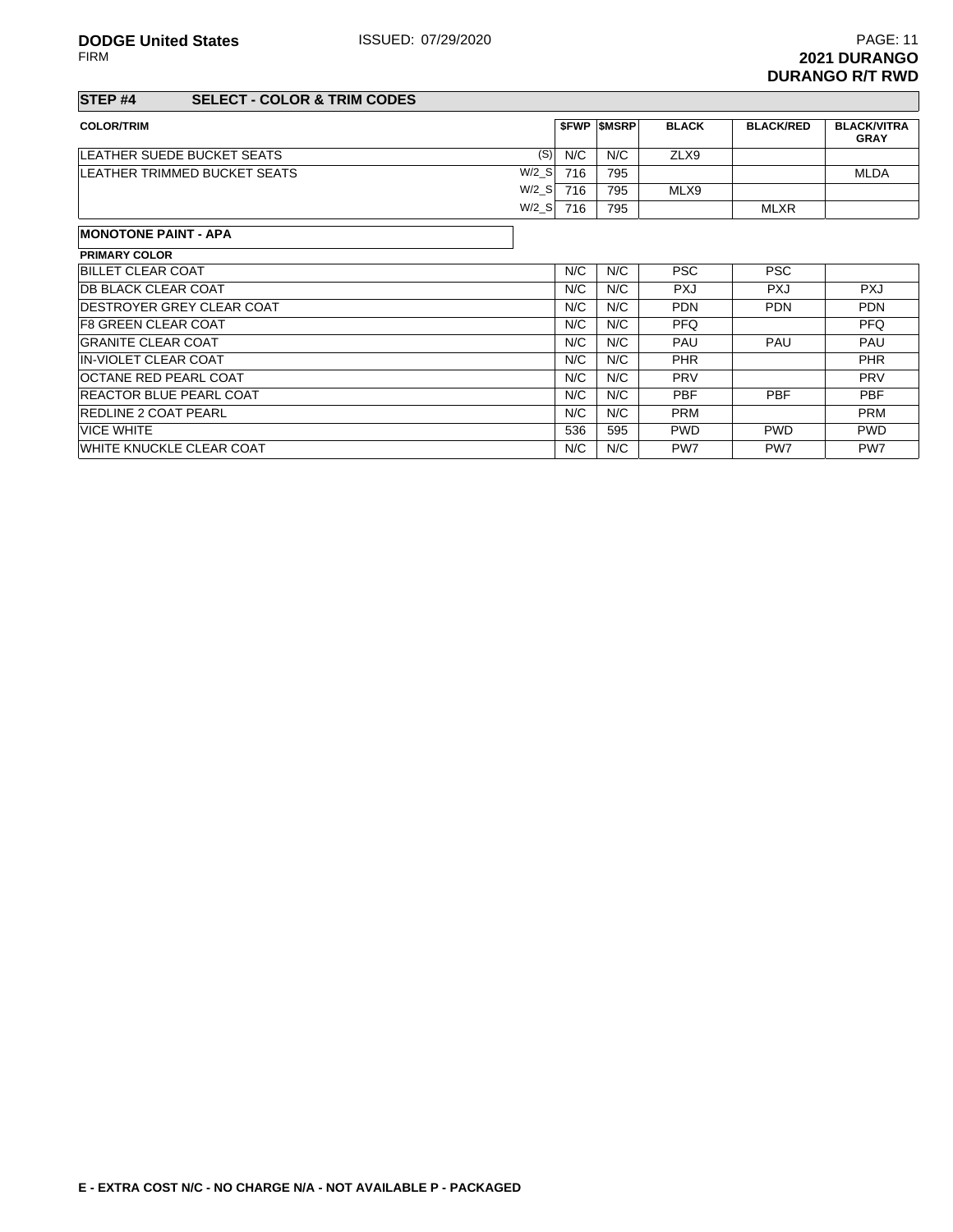DODGE United States
FIRM

ISSUED: 07/29/2020

**2021 DURANGO**
**DURANGO R/T RWD**

## STEP #4 SELECT - COLOR & TRIM CODES

| COLOR/TRIM | | $FWP | $MSRP | BLACK | BLACK/RED | BLACK/VITRA GRAY |
|---|---|---|---|---|---|---|
| LEATHER SUEDE BUCKET SEATS | (S) | N/C | N/C | ZLX9 | | |
| LEATHER TRIMMED BUCKET SEATS | W/2_S | 716 | 795 | | | MLDA |
| | W/2_S | 716 | 795 | MLX9 | | |
| | W/2_S | 716 | 795 | | MLXR | |

**MONOTONE PAINT - APA**

| PRIMARY COLOR | $FWP | $MSRP | BLACK | BLACK/RED | BLACK/VITRA GRAY |
|---|---|---|---|---|---|
| BILLET CLEAR COAT | N/C | N/C | PSC | PSC | |
| DB BLACK CLEAR COAT | N/C | N/C | PXJ | PXJ | PXJ |
| DESTROYER GREY CLEAR COAT | N/C | N/C | PDN | PDN | PDN |
| F8 GREEN CLEAR COAT | N/C | N/C | PFQ | | PFQ |
| GRANITE CLEAR COAT | N/C | N/C | PAU | PAU | PAU |
| IN-VIOLET CLEAR COAT | N/C | N/C | PHR | | PHR |
| OCTANE RED PEARL COAT | N/C | N/C | PRV | | PRV |
| REACTOR BLUE PEARL COAT | N/C | N/C | PBF | PBF | PBF |
| REDLINE 2 COAT PEARL | N/C | N/C | PRM | | PRM |
| VICE WHITE | 536 | 595 | PWD | PWD | PWD |
| WHITE KNUCKLE CLEAR COAT | N/C | N/C | PW7 | PW7 | PW7 |

**E - EXTRA COST N/C - NO CHARGE N/A - NOT AVAILABLE P - PACKAGED**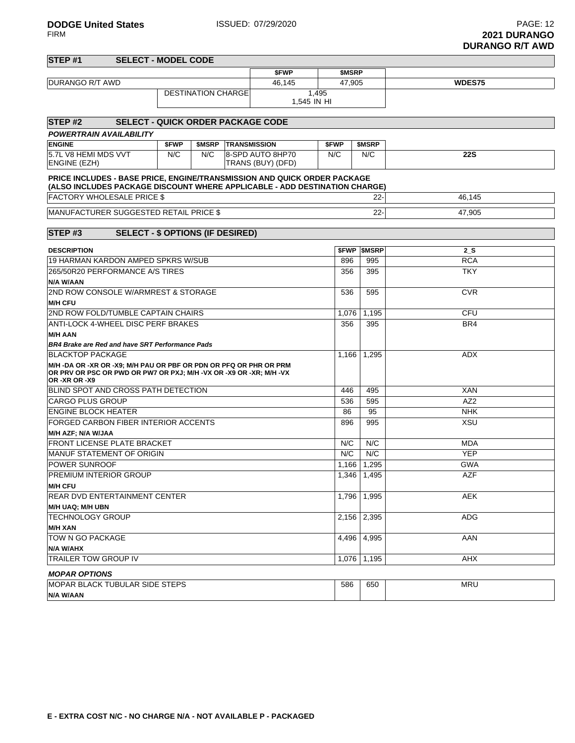**DODGE United States** ISSUED: 07/29/2020
FIRM

**2021 DURANGO**
**DURANGO R/T AWD**

## STEP #1 SELECT - MODEL CODE

| | $FWP | $MSRP | |
|---|---|---|---|
| DURANGO R/T AWD | 46,145 | 47,905 | **WDES75** |
| DESTINATION CHARGE | 1,495<br>1,545 IN HI | | |

## STEP #2 SELECT - QUICK ORDER PACKAGE CODE

***POWERTRAIN AVAILABILITY***

| ENGINE | $FWP | $MSRP | TRANSMISSION | $FWP | $MSRP | |
|---|---|---|---|---|---|---|
| 5.7L V8 HEMI MDS VVT ENGINE (EZH) | N/C | N/C | 8-SPD AUTO 8HP70 TRANS (BUY) (DFD) | N/C | N/C | **22S** |

**PRICE INCLUDES - BASE PRICE, ENGINE/TRANSMISSION AND QUICK ORDER PACKAGE**
**(ALSO INCLUDES PACKAGE DISCOUNT WHERE APPLICABLE - ADD DESTINATION CHARGE)**

| | | |
|---|---|---|
| FACTORY WHOLESALE PRICE $ | 22- | 46,145 |
| MANUFACTURER SUGGESTED RETAIL PRICE $ | 22- | 47,905 |

## STEP #3 SELECT - $ OPTIONS (IF DESIRED)

| DESCRIPTION | $FWP | $MSRP | 2_S |
|---|---|---|---|
| 19 HARMAN KARDON AMPED SPKRS W/SUB | 896 | 995 | RCA |
| 265/50R20 PERFORMANCE A/S TIRES | 356 | 395 | TKY |
| **N/A W/AAN** | | | |
| 2ND ROW CONSOLE W/ARMREST & STORAGE | 536 | 595 | CVR |
| **M/H CFU** | | | |
| 2ND ROW FOLD/TUMBLE CAPTAIN CHAIRS | 1,076 | 1,195 | CFU |
| ANTI-LOCK 4-WHEEL DISC PERF BRAKES | 356 | 395 | BR4 |
| **M/H AAN** | | | |
| ***BR4 Brake are Red and have SRT Performance Pads*** | | | |
| BLACKTOP PACKAGE | 1,166 | 1,295 | ADX |
| **M/H -DA OR -XR OR -X9; M/H PAU OR PBF OR PDN OR PFQ OR PHR OR PRM OR PRV OR PSC OR PWD OR PW7 OR PXJ; M/H -VX OR -X9 OR -XR; M/H -VX OR -XR OR -X9** | | | |
| BLIND SPOT AND CROSS PATH DETECTION | 446 | 495 | XAN |
| CARGO PLUS GROUP | 536 | 595 | AZ2 |
| ENGINE BLOCK HEATER | 86 | 95 | NHK |
| FORGED CARBON FIBER INTERIOR ACCENTS | 896 | 995 | XSU |
| **M/H AZF; N/A W/JAA** | | | |
| FRONT LICENSE PLATE BRACKET | N/C | N/C | MDA |
| MANUF STATEMENT OF ORIGIN | N/C | N/C | YEP |
| POWER SUNROOF | 1,166 | 1,295 | GWA |
| PREMIUM INTERIOR GROUP | 1,346 | 1,495 | AZF |
| **M/H CFU** | | | |
| REAR DVD ENTERTAINMENT CENTER | 1,796 | 1,995 | AEK |
| **M/H UAQ; M/H UBN** | | | |
| TECHNOLOGY GROUP | 2,156 | 2,395 | ADG |
| **M/H XAN** | | | |
| TOW N GO PACKAGE | 4,496 | 4,995 | AAN |
| **N/A W/AHX** | | | |
| TRAILER TOW GROUP IV | 1,076 | 1,195 | AHX |

***MOPAR OPTIONS***

| DESCRIPTION | $FWP | $MSRP | 2_S |
|---|---|---|---|
| MOPAR BLACK TUBULAR SIDE STEPS | 586 | 650 | MRU |
| **N/A W/AAN** | | | |

**E - EXTRA COST N/C - NO CHARGE N/A - NOT AVAILABLE P - PACKAGED**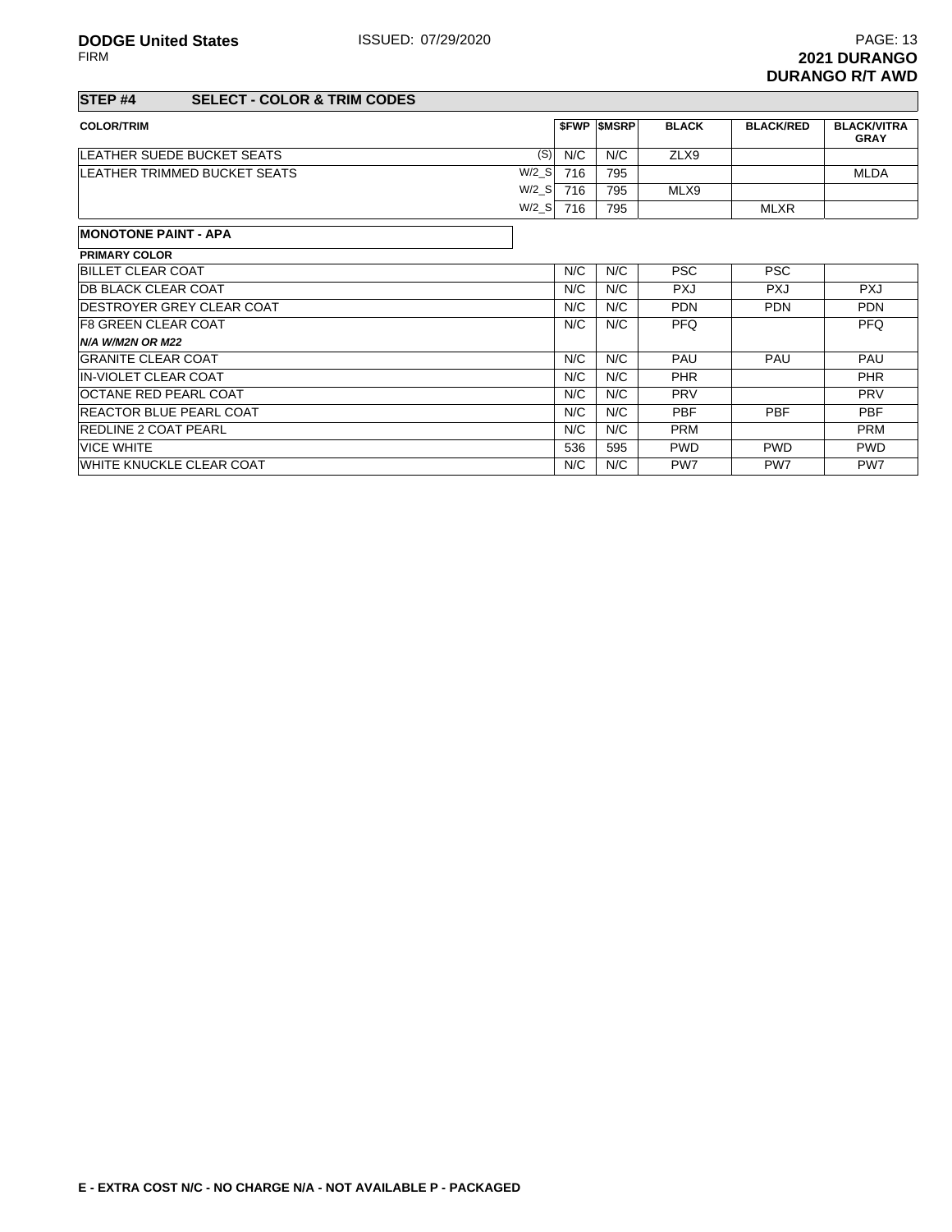**DODGE United States** ISSUED: 07/29/2020
FIRM

**2021 DURANGO**
**DURANGO R/T AWD**

## STEP #4 SELECT - COLOR & TRIM CODES

| COLOR/TRIM | | $FWP | $MSRP | BLACK | BLACK/RED | BLACK/VITRA GRAY |
|---|---|---|---|---|---|---|
| LEATHER SUEDE BUCKET SEATS | (S) | N/C | N/C | ZLX9 | | |
| LEATHER TRIMMED BUCKET SEATS | W/2_S | 716 | 795 | | | MLDA |
| | W/2_S | 716 | 795 | MLX9 | | |
| | W/2_S | 716 | 795 | | MLXR | |
| **MONOTONE PAINT - APA** | | | | | | |
| **PRIMARY COLOR** | | | | | | |
| BILLET CLEAR COAT | | N/C | N/C | PSC | PSC | |
| DB BLACK CLEAR COAT | | N/C | N/C | PXJ | PXJ | PXJ |
| DESTROYER GREY CLEAR COAT | | N/C | N/C | PDN | PDN | PDN |
| F8 GREEN CLEAR COAT | | N/C | N/C | PFQ | | PFQ |
| ***N/A W/M2N OR M22*** | | | | | | |
| GRANITE CLEAR COAT | | N/C | N/C | PAU | PAU | PAU |
| IN-VIOLET CLEAR COAT | | N/C | N/C | PHR | | PHR |
| OCTANE RED PEARL COAT | | N/C | N/C | PRV | | PRV |
| REACTOR BLUE PEARL COAT | | N/C | N/C | PBF | PBF | PBF |
| REDLINE 2 COAT PEARL | | N/C | N/C | PRM | | PRM |
| VICE WHITE | | 536 | 595 | PWD | PWD | PWD |
| WHITE KNUCKLE CLEAR COAT | | N/C | N/C | PW7 | PW7 | PW7 |

**E - EXTRA COST N/C - NO CHARGE N/A - NOT AVAILABLE P - PACKAGED**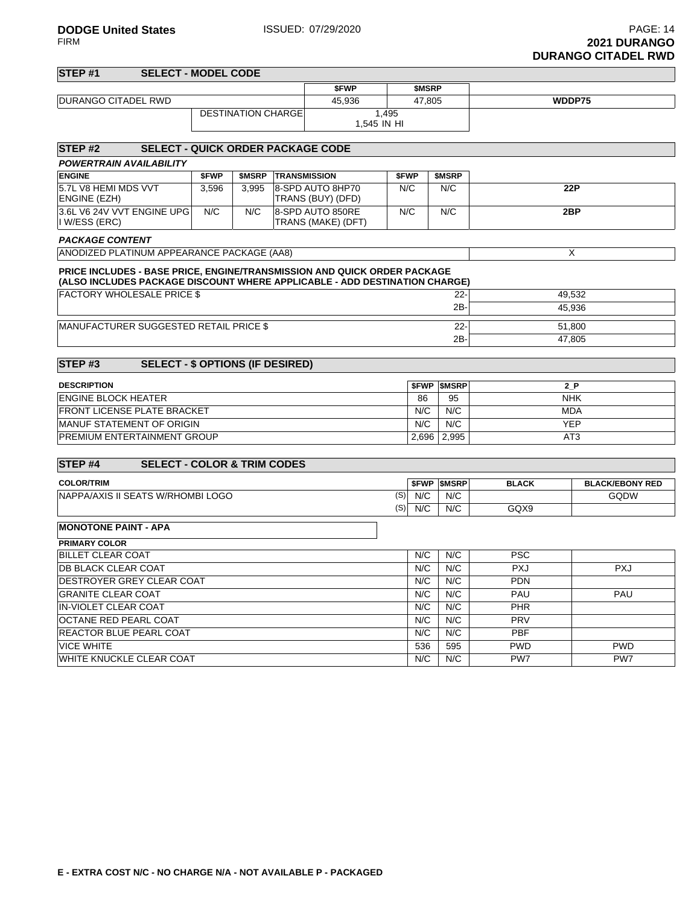# 2021 DURANGO
## DURANGO CITADEL RWD

### STEP #1 SELECT - MODEL CODE

| | | $FWP | $MSRP | |
|---|---|---|---|---|
| DURANGO CITADEL RWD | | 45,936 | 47,805 | WDDP75 |
| | DESTINATION CHARGE | 1,495<br>1,545 IN HI | | |

### STEP #2 SELECT - QUICK ORDER PACKAGE CODE

***POWERTRAIN AVAILABILITY***

| ENGINE | $FWP | $MSRP | TRANSMISSION | $FWP | $MSRP | |
|---|---|---|---|---|---|---|
| 5.7L V8 HEMI MDS VVT ENGINE (EZH) | 3,596 | 3,995 | 8-SPD AUTO 8HP70 TRANS (BUY) (DFD) | N/C | N/C | 22P |
| 3.6L V6 24V VVT ENGINE UPG I W/ESS (ERC) | N/C | N/C | 8-SPD AUTO 850RE TRANS (MAKE) (DFT) | N/C | N/C | 2BP |

***PACKAGE CONTENT***

| | |
|---|---|
| ANODIZED PLATINUM APPEARANCE PACKAGE (AA8) | X |

**PRICE INCLUDES - BASE PRICE, ENGINE/TRANSMISSION AND QUICK ORDER PACKAGE (ALSO INCLUDES PACKAGE DISCOUNT WHERE APPLICABLE - ADD DESTINATION CHARGE)**

| | | |
|---|---|---|
| FACTORY WHOLESALE PRICE $ | 22- | 49,532 |
| | 2B- | 45,936 |
| MANUFACTURER SUGGESTED RETAIL PRICE $ | 22- | 51,800 |
| | 2B- | 47,805 |

### STEP #3 SELECT - $ OPTIONS (IF DESIRED)

| DESCRIPTION | $FWP | $MSRP | 2_P |
|---|---|---|---|
| ENGINE BLOCK HEATER | 86 | 95 | NHK |
| FRONT LICENSE PLATE BRACKET | N/C | N/C | MDA |
| MANUF STATEMENT OF ORIGIN | N/C | N/C | YEP |
| PREMIUM ENTERTAINMENT GROUP | 2,696 | 2,995 | AT3 |

### STEP #4 SELECT - COLOR & TRIM CODES

| COLOR/TRIM | | $FWP | $MSRP | BLACK | BLACK/EBONY RED |
|---|---|---|---|---|---|
| NAPPA/AXIS II SEATS W/RHOMBI LOGO | (S) | N/C | N/C | | GQDW |
| | (S) | N/C | N/C | GQX9 | |

**MONOTONE PAINT - APA**

| PRIMARY COLOR | $FWP | $MSRP | BLACK | BLACK/EBONY RED |
|---|---|---|---|---|
| BILLET CLEAR COAT | N/C | N/C | PSC | |
| DB BLACK CLEAR COAT | N/C | N/C | PXJ | PXJ |
| DESTROYER GREY CLEAR COAT | N/C | N/C | PDN | |
| GRANITE CLEAR COAT | N/C | N/C | PAU | PAU |
| IN-VIOLET CLEAR COAT | N/C | N/C | PHR | |
| OCTANE RED PEARL COAT | N/C | N/C | PRV | |
| REACTOR BLUE PEARL COAT | N/C | N/C | PBF | |
| VICE WHITE | 536 | 595 | PWD | PWD |
| WHITE KNUCKLE CLEAR COAT | N/C | N/C | PW7 | PW7 |

**E - EXTRA COST N/C - NO CHARGE N/A - NOT AVAILABLE P - PACKAGED**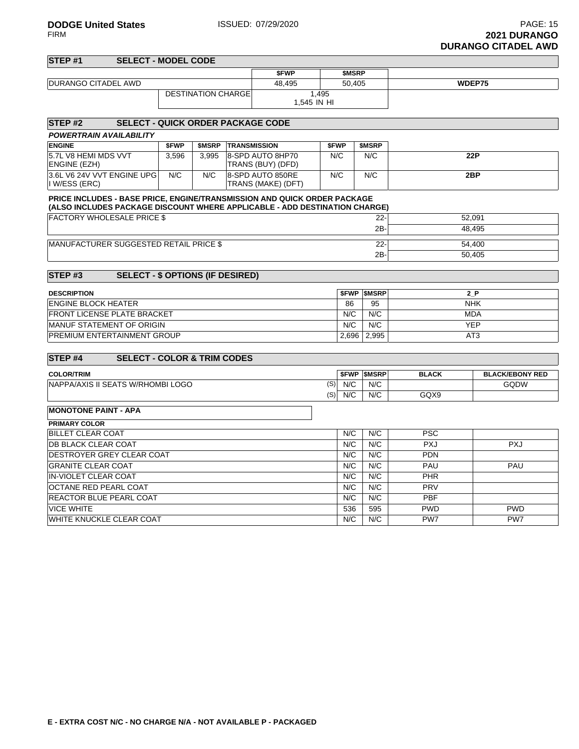## STEP #1 SELECT - MODEL CODE

| | | $FWP | $MSRP | |
|---|---|---|---|---|
| DURANGO CITADEL AWD | | 48,495 | 50,405 | WDEP75 |
| | DESTINATION CHARGE | 1,495<br>1,545 IN HI | | |

## STEP #2 SELECT - QUICK ORDER PACKAGE CODE

***POWERTRAIN AVAILABILITY***

| ENGINE | $FWP | $MSRP | TRANSMISSION | $FWP | $MSRP | |
|---|---|---|---|---|---|---|
| 5.7L V8 HEMI MDS VVT ENGINE (EZH) | 3,596 | 3,995 | 8-SPD AUTO 8HP70 TRANS (BUY) (DFD) | N/C | N/C | **22P** |
| 3.6L V6 24V VVT ENGINE UPG I W/ESS (ERC) | N/C | N/C | 8-SPD AUTO 850RE TRANS (MAKE) (DFT) | N/C | N/C | **2BP** |

**PRICE INCLUDES - BASE PRICE, ENGINE/TRANSMISSION AND QUICK ORDER PACKAGE**
**(ALSO INCLUDES PACKAGE DISCOUNT WHERE APPLICABLE - ADD DESTINATION CHARGE)**

| | | |
|---|---|---|
| FACTORY WHOLESALE PRICE $ | 22- | 52,091 |
| | 2B- | 48,495 |
| MANUFACTURER SUGGESTED RETAIL PRICE $ | 22- | 54,400 |
| | 2B- | 50,405 |

## STEP #3 SELECT - $ OPTIONS (IF DESIRED)

| DESCRIPTION | $FWP | $MSRP | 2_P |
|---|---|---|---|
| ENGINE BLOCK HEATER | 86 | 95 | NHK |
| FRONT LICENSE PLATE BRACKET | N/C | N/C | MDA |
| MANUF STATEMENT OF ORIGIN | N/C | N/C | YEP |
| PREMIUM ENTERTAINMENT GROUP | 2,696 | 2,995 | AT3 |

## STEP #4 SELECT - COLOR & TRIM CODES

| COLOR/TRIM | | $FWP | $MSRP | BLACK | BLACK/EBONY RED |
|---|---|---|---|---|---|
| NAPPA/AXIS II SEATS W/RHOMBI LOGO | (S) | N/C | N/C | | GQDW |
| | (S) | N/C | N/C | GQX9 | |

**MONOTONE PAINT - APA**

| PRIMARY COLOR | $FWP | $MSRP | BLACK | BLACK/EBONY RED |
|---|---|---|---|---|
| BILLET CLEAR COAT | N/C | N/C | PSC | |
| DB BLACK CLEAR COAT | N/C | N/C | PXJ | PXJ |
| DESTROYER GREY CLEAR COAT | N/C | N/C | PDN | |
| GRANITE CLEAR COAT | N/C | N/C | PAU | PAU |
| IN-VIOLET CLEAR COAT | N/C | N/C | PHR | |
| OCTANE RED PEARL COAT | N/C | N/C | PRV | |
| REACTOR BLUE PEARL COAT | N/C | N/C | PBF | |
| VICE WHITE | 536 | 595 | PWD | PWD |
| WHITE KNUCKLE CLEAR COAT | N/C | N/C | PW7 | PW7 |

**E - EXTRA COST N/C - NO CHARGE N/A - NOT AVAILABLE P - PACKAGED**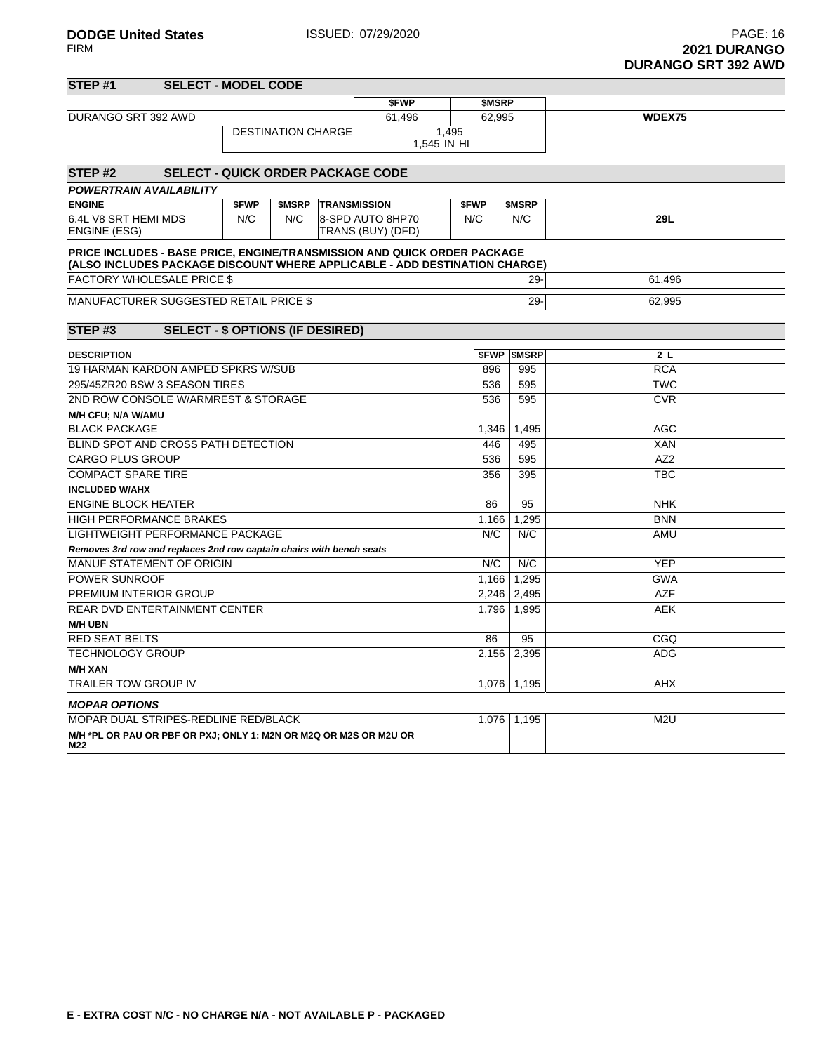**DODGE United States** ISSUED: 07/29/2020
FIRM

**2021 DURANGO**
**DURANGO SRT 392 AWD**

## STEP #1 SELECT - MODEL CODE

| | | $FWP | $MSRP | |
|---|---|---|---|---|
| DURANGO SRT 392 AWD | | 61,496 | 62,995 | **WDEX75** |
| | DESTINATION CHARGE | 1,495<br>1,545 IN HI | | |

## STEP #2 SELECT - QUICK ORDER PACKAGE CODE

***POWERTRAIN AVAILABILITY***

| ENGINE | $FWP | $MSRP | TRANSMISSION | $FWP | $MSRP | |
|---|---|---|---|---|---|---|
| 6.4L V8 SRT HEMI MDS ENGINE (ESG) | N/C | N/C | 8-SPD AUTO 8HP70 TRANS (BUY) (DFD) | N/C | N/C | **29L** |

**PRICE INCLUDES - BASE PRICE, ENGINE/TRANSMISSION AND QUICK ORDER PACKAGE (ALSO INCLUDES PACKAGE DISCOUNT WHERE APPLICABLE - ADD DESTINATION CHARGE)**

| | | |
|---|---|---|
| FACTORY WHOLESALE PRICE $ | 29- | 61,496 |
| MANUFACTURER SUGGESTED RETAIL PRICE $ | 29- | 62,995 |

## STEP #3 SELECT - $ OPTIONS (IF DESIRED)

| DESCRIPTION | $FWP | $MSRP | 2_L |
|---|---|---|---|
| 19 HARMAN KARDON AMPED SPKRS W/SUB | 896 | 995 | RCA |
| 295/45ZR20 BSW 3 SEASON TIRES | 536 | 595 | TWC |
| 2ND ROW CONSOLE W/ARMREST & STORAGE<br>**M/H CFU; N/A W/AMU** | 536 | 595 | CVR |
| BLACK PACKAGE | 1,346 | 1,495 | AGC |
| BLIND SPOT AND CROSS PATH DETECTION | 446 | 495 | XAN |
| CARGO PLUS GROUP | 536 | 595 | AZ2 |
| COMPACT SPARE TIRE<br>**INCLUDED W/AHX** | 356 | 395 | TBC |
| ENGINE BLOCK HEATER | 86 | 95 | NHK |
| HIGH PERFORMANCE BRAKES | 1,166 | 1,295 | BNN |
| LIGHTWEIGHT PERFORMANCE PACKAGE<br>***Removes 3rd row and replaces 2nd row captain chairs with bench seats*** | N/C | N/C | AMU |
| MANUF STATEMENT OF ORIGIN | N/C | N/C | YEP |
| POWER SUNROOF | 1,166 | 1,295 | GWA |
| PREMIUM INTERIOR GROUP | 2,246 | 2,495 | AZF |
| REAR DVD ENTERTAINMENT CENTER<br>**M/H UBN** | 1,796 | 1,995 | AEK |
| RED SEAT BELTS | 86 | 95 | CGQ |
| TECHNOLOGY GROUP<br>**M/H XAN** | 2,156 | 2,395 | ADG |
| TRAILER TOW GROUP IV | 1,076 | 1,195 | AHX |

***MOPAR OPTIONS***

| | | | |
|---|---|---|---|
| MOPAR DUAL STRIPES-REDLINE RED/BLACK<br>**M/H *PL OR PAU OR PBF OR PXJ; ONLY 1: M2N OR M2Q OR M2S OR M2U OR M22** | 1,076 | 1,195 | M2U |

**E - EXTRA COST N/C - NO CHARGE N/A - NOT AVAILABLE P - PACKAGED**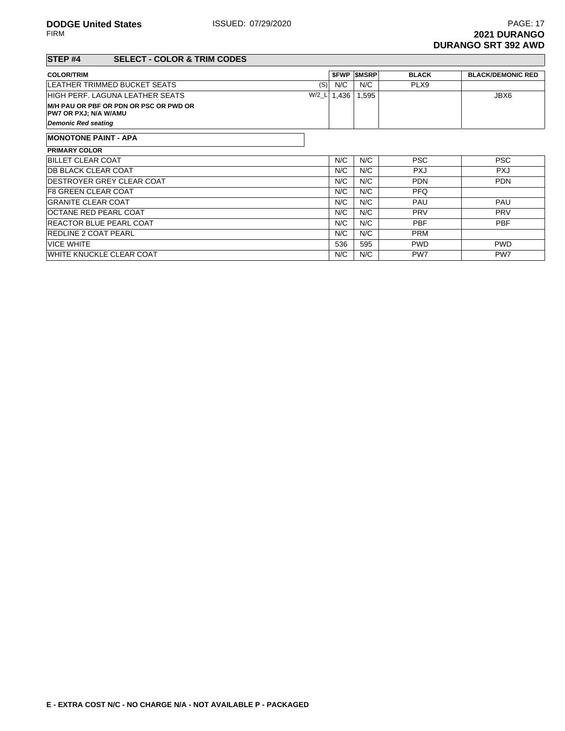## STEP #4 SELECT - COLOR & TRIM CODES

| COLOR/TRIM | | $FWP | $MSRP | BLACK | BLACK/DEMONIC RED |
|---|---|---|---|---|---|
| LEATHER TRIMMED BUCKET SEATS | (S) | N/C | N/C | PLX9 | |
| HIGH PERF. LAGUNA LEATHER SEATS | W/2_L | 1,436 | 1,595 | | JBX6 |
| **M/H PAU OR PBF OR PDN OR PSC OR PWD OR PW7 OR PXJ; N/A W/AMU** | | | | | |
| ***Demonic Red seating*** | | | | | |

**MONOTONE PAINT - APA**

| PRIMARY COLOR | $FWP | $MSRP | BLACK | BLACK/DEMONIC RED |
|---|---|---|---|---|
| BILLET CLEAR COAT | N/C | N/C | PSC | PSC |
| DB BLACK CLEAR COAT | N/C | N/C | PXJ | PXJ |
| DESTROYER GREY CLEAR COAT | N/C | N/C | PDN | PDN |
| F8 GREEN CLEAR COAT | N/C | N/C | PFQ | |
| GRANITE CLEAR COAT | N/C | N/C | PAU | PAU |
| OCTANE RED PEARL COAT | N/C | N/C | PRV | PRV |
| REACTOR BLUE PEARL COAT | N/C | N/C | PBF | PBF |
| REDLINE 2 COAT PEARL | N/C | N/C | PRM | |
| VICE WHITE | 536 | 595 | PWD | PWD |
| WHITE KNUCKLE CLEAR COAT | N/C | N/C | PW7 | PW7 |

**E - EXTRA COST N/C - NO CHARGE N/A - NOT AVAILABLE P - PACKAGED**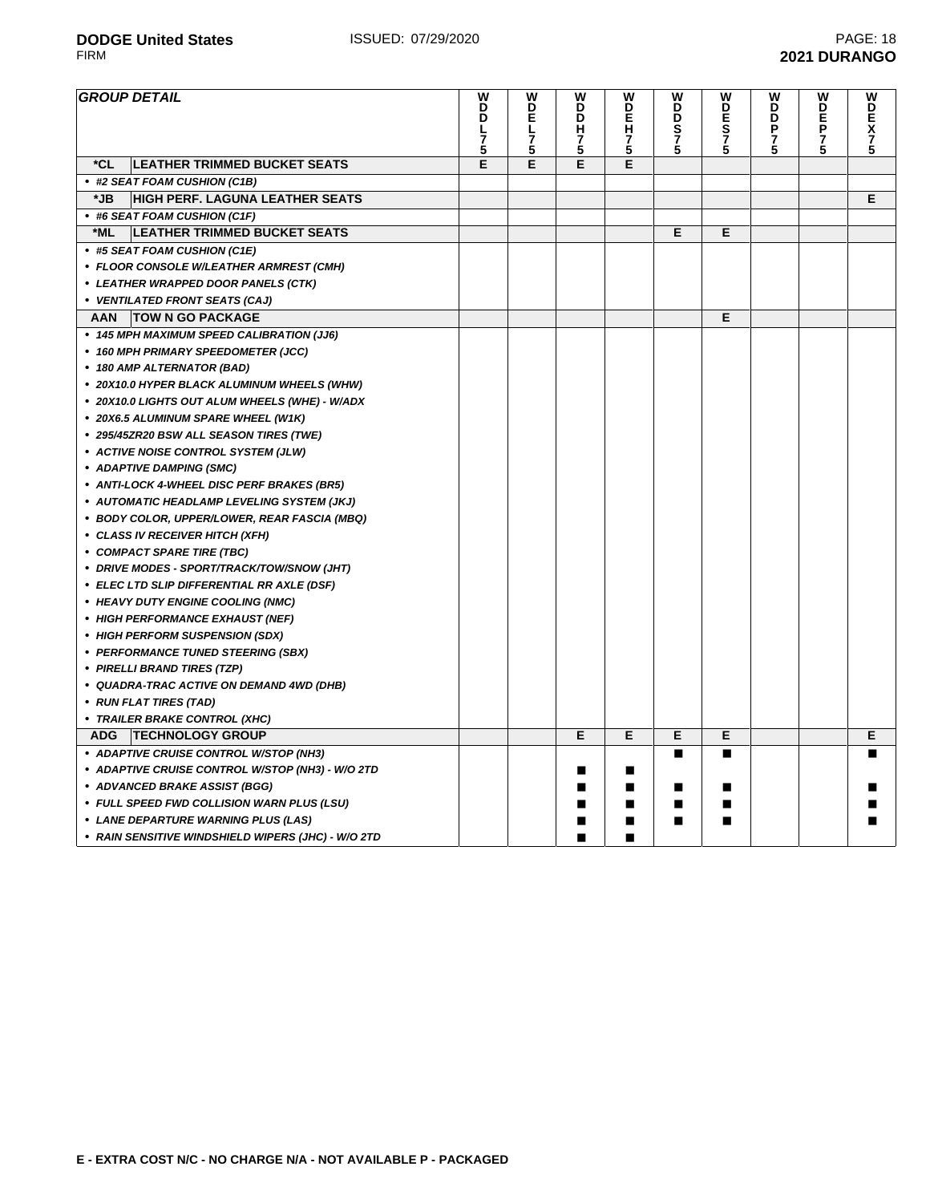| GROUP DETAIL | WDDL75 | WDEL75 | WDDH75 | WDEH75 | WDDS75 | WDES75 | WDDP75 | WDEP75 | WDEX75 |
|---|---|---|---|---|---|---|---|---|---|
| ***CL LEATHER TRIMMED BUCKET SEATS** | E | E | E | E | | | | | |
| • *#2 SEAT FOAM CUSHION (C1B)* | | | | | | | | | |
| ***JB HIGH PERF. LAGUNA LEATHER SEATS** | | | | | | | | | E |
| • *#6 SEAT FOAM CUSHION (C1F)* | | | | | | | | | |
| ***ML LEATHER TRIMMED BUCKET SEATS** | | | | | E | E | | | |
| • *#5 SEAT FOAM CUSHION (C1E)* | | | | | | | | | |
| • *FLOOR CONSOLE W/LEATHER ARMREST (CMH)* | | | | | | | | | |
| • *LEATHER WRAPPED DOOR PANELS (CTK)* | | | | | | | | | |
| • *VENTILATED FRONT SEATS (CAJ)* | | | | | | | | | |
| **AAN TOW N GO PACKAGE** | | | | | | E | | | |
| • *145 MPH MAXIMUM SPEED CALIBRATION (JJ6)* | | | | | | | | | |
| • *160 MPH PRIMARY SPEEDOMETER (JCC)* | | | | | | | | | |
| • *180 AMP ALTERNATOR (BAD)* | | | | | | | | | |
| • *20X10.0 HYPER BLACK ALUMINUM WHEELS (WHW)* | | | | | | | | | |
| • *20X10.0 LIGHTS OUT ALUM WHEELS (WHE) - W/ADX* | | | | | | | | | |
| • *20X6.5 ALUMINUM SPARE WHEEL (W1K)* | | | | | | | | | |
| • *295/45ZR20 BSW ALL SEASON TIRES (TWE)* | | | | | | | | | |
| • *ACTIVE NOISE CONTROL SYSTEM (JLW)* | | | | | | | | | |
| • *ADAPTIVE DAMPING (SMC)* | | | | | | | | | |
| • *ANTI-LOCK 4-WHEEL DISC PERF BRAKES (BR5)* | | | | | | | | | |
| • *AUTOMATIC HEADLAMP LEVELING SYSTEM (JKJ)* | | | | | | | | | |
| • *BODY COLOR, UPPER/LOWER, REAR FASCIA (MBQ)* | | | | | | | | | |
| • *CLASS IV RECEIVER HITCH (XFH)* | | | | | | | | | |
| • *COMPACT SPARE TIRE (TBC)* | | | | | | | | | |
| • *DRIVE MODES - SPORT/TRACK/TOW/SNOW (JHT)* | | | | | | | | | |
| • *ELEC LTD SLIP DIFFERENTIAL RR AXLE (DSF)* | | | | | | | | | |
| • *HEAVY DUTY ENGINE COOLING (NMC)* | | | | | | | | | |
| • *HIGH PERFORMANCE EXHAUST (NEF)* | | | | | | | | | |
| • *HIGH PERFORM SUSPENSION (SDX)* | | | | | | | | | |
| • *PERFORMANCE TUNED STEERING (SBX)* | | | | | | | | | |
| • *PIRELLI BRAND TIRES (TZP)* | | | | | | | | | |
| • *QUADRA-TRAC ACTIVE ON DEMAND 4WD (DHB)* | | | | | | | | | |
| • *RUN FLAT TIRES (TAD)* | | | | | | | | | |
| • *TRAILER BRAKE CONTROL (XHC)* | | | | | | | | | |
| **ADG TECHNOLOGY GROUP** | | | E | E | E | E | | | E |
| • *ADAPTIVE CRUISE CONTROL W/STOP (NH3)* | | | | | ■ | ■ | | | ■ |
| • *ADAPTIVE CRUISE CONTROL W/STOP (NH3) - W/O 2TD* | | | ■ | ■ | | | | | |
| • *ADVANCED BRAKE ASSIST (BGG)* | | | ■ | ■ | ■ | ■ | | | ■ |
| • *FULL SPEED FWD COLLISION WARN PLUS (LSU)* | | | ■ | ■ | ■ | ■ | | | ■ |
| • *LANE DEPARTURE WARNING PLUS (LAS)* | | | ■ | ■ | ■ | ■ | | | ■ |
| • *RAIN SENSITIVE WINDSHIELD WIPERS (JHC) - W/O 2TD* | | | ■ | ■ | | | | | |

**E - EXTRA COST N/C - NO CHARGE N/A - NOT AVAILABLE P - PACKAGED**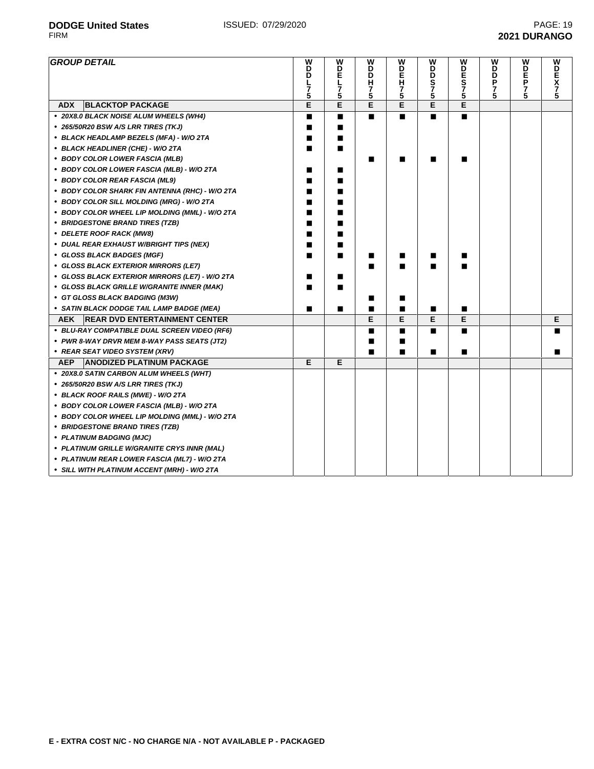| GROUP DETAIL | | WDDL75 | WDEL75 | WDDH75 | WDEH75 | WDDS75 | WDES75 | WDDP75 | WDEP75 | WDEX75 |
|---|---|---|---|---|---|---|---|---|---|---|
| ADX | BLACKTOP PACKAGE | E | E | E | E | E | E | | | |
| • 20X8.0 BLACK NOISE ALUM WHEELS (WH4) | | ■ | ■ | ■ | ■ | ■ | ■ | | | |
| • 265/50R20 BSW A/S LRR TIRES (TKJ) | | ■ | ■ | | | | | | | |
| • BLACK HEADLAMP BEZELS (MFA) - W/O 2TA | | ■ | ■ | | | | | | | |
| • BLACK HEADLINER (CHE) - W/O 2TA | | ■ | ■ | | | | | | | |
| • BODY COLOR LOWER FASCIA (MLB) | | | | ■ | ■ | ■ | ■ | | | |
| • BODY COLOR LOWER FASCIA (MLB) - W/O 2TA | | ■ | ■ | | | | | | | |
| • BODY COLOR REAR FASCIA (ML9) | | ■ | ■ | | | | | | | |
| • BODY COLOR SHARK FIN ANTENNA (RHC) - W/O 2TA | | ■ | ■ | | | | | | | |
| • BODY COLOR SILL MOLDING (MRG) - W/O 2TA | | ■ | ■ | | | | | | | |
| • BODY COLOR WHEEL LIP MOLDING (MML) - W/O 2TA | | ■ | ■ | | | | | | | |
| • BRIDGESTONE BRAND TIRES (TZB) | | ■ | ■ | | | | | | | |
| • DELETE ROOF RACK (MW8) | | ■ | ■ | | | | | | | |
| • DUAL REAR EXHAUST W/BRIGHT TIPS (NEX) | | ■ | ■ | | | | | | | |
| • GLOSS BLACK BADGES (MGF) | | ■ | ■ | ■ | ■ | ■ | ■ | | | |
| • GLOSS BLACK EXTERIOR MIRRORS (LE7) | | | | ■ | ■ | ■ | ■ | | | |
| • GLOSS BLACK EXTERIOR MIRRORS (LE7) - W/O 2TA | | ■ | ■ | | | | | | | |
| • GLOSS BLACK GRILLE W/GRANITE INNER (MAK) | | ■ | ■ | | | | | | | |
| • GT GLOSS BLACK BADGING (M3W) | | | | ■ | ■ | | | | | |
| • SATIN BLACK DODGE TAIL LAMP BADGE (MEA) | | ■ | ■ | ■ | ■ | ■ | ■ | | | |
| AEK | REAR DVD ENTERTAINMENT CENTER | | | E | E | E | E | | | E |
| • BLU-RAY COMPATIBLE DUAL SCREEN VIDEO (RF6) | | | | ■ | ■ | ■ | ■ | | | ■ |
| • PWR 8-WAY DRVR MEM 8-WAY PASS SEATS (JT2) | | | | ■ | ■ | | | | | |
| • REAR SEAT VIDEO SYSTEM (XRV) | | | | ■ | ■ | ■ | ■ | | | ■ |
| AEP | ANODIZED PLATINUM PACKAGE | E | E | | | | | | | |
| • 20X8.0 SATIN CARBON ALUM WHEELS (WHT) | | | | | | | | | | |
| • 265/50R20 BSW A/S LRR TIRES (TKJ) | | | | | | | | | | |
| • BLACK ROOF RAILS (MWE) - W/O 2TA | | | | | | | | | | |
| • BODY COLOR LOWER FASCIA (MLB) - W/O 2TA | | | | | | | | | | |
| • BODY COLOR WHEEL LIP MOLDING (MML) - W/O 2TA | | | | | | | | | | |
| • BRIDGESTONE BRAND TIRES (TZB) | | | | | | | | | | |
| • PLATINUM BADGING (MJC) | | | | | | | | | | |
| • PLATINUM GRILLE W/GRANITE CRYS INNR (MAL) | | | | | | | | | | |
| • PLATINUM REAR LOWER FASCIA (ML7) - W/O 2TA | | | | | | | | | | |
| • SILL WITH PLATINUM ACCENT (MRH) - W/O 2TA | | | | | | | | | | |

E - EXTRA COST N/C - NO CHARGE N/A - NOT AVAILABLE P - PACKAGED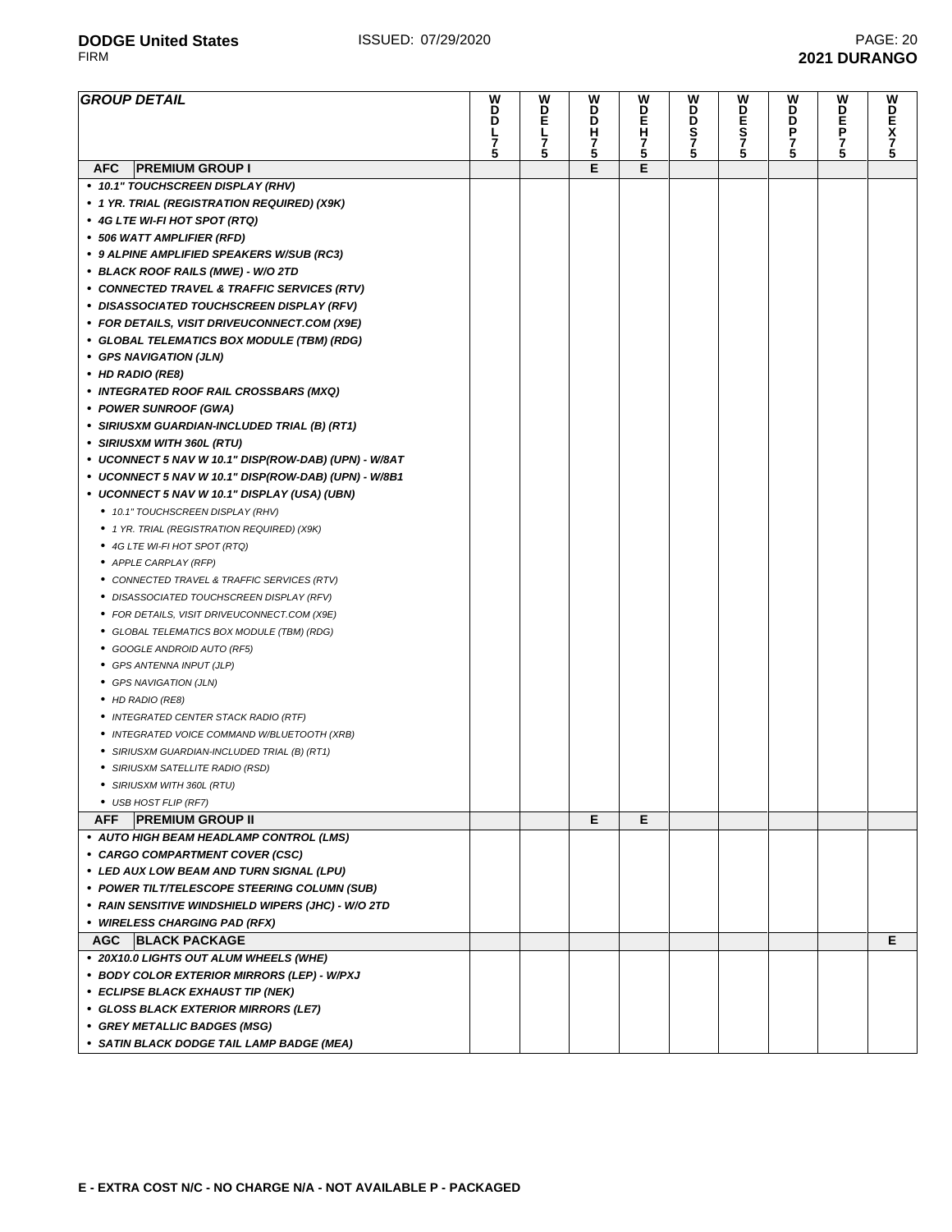| GROUP DETAIL | WDDL75 | WDEL75 | WDDH75 | WDEH75 | WDDS75 | WDES75 | WDDP75 | WDEP75 | WDEX75 |
|---|---|---|---|---|---|---|---|---|---|
| **AFC PREMIUM GROUP I** | | | E | E | | | | | |
| • *10.1" TOUCHSCREEN DISPLAY (RHV)* | | | | | | | | | |
| • *1 YR. TRIAL (REGISTRATION REQUIRED) (X9K)* | | | | | | | | | |
| • *4G LTE WI-FI HOT SPOT (RTQ)* | | | | | | | | | |
| • *506 WATT AMPLIFIER (RFD)* | | | | | | | | | |
| • *9 ALPINE AMPLIFIED SPEAKERS W/SUB (RC3)* | | | | | | | | | |
| • *BLACK ROOF RAILS (MWE) - W/O 2TD* | | | | | | | | | |
| • *CONNECTED TRAVEL & TRAFFIC SERVICES (RTV)* | | | | | | | | | |
| • *DISASSOCIATED TOUCHSCREEN DISPLAY (RFV)* | | | | | | | | | |
| • *FOR DETAILS, VISIT DRIVEUCONNECT.COM (X9E)* | | | | | | | | | |
| • *GLOBAL TELEMATICS BOX MODULE (TBM) (RDG)* | | | | | | | | | |
| • *GPS NAVIGATION (JLN)* | | | | | | | | | |
| • *HD RADIO (RE8)* | | | | | | | | | |
| • *INTEGRATED ROOF RAIL CROSSBARS (MXQ)* | | | | | | | | | |
| • *POWER SUNROOF (GWA)* | | | | | | | | | |
| • *SIRIUSXM GUARDIAN-INCLUDED TRIAL (B) (RT1)* | | | | | | | | | |
| • *SIRIUSXM WITH 360L (RTU)* | | | | | | | | | |
| • *UCONNECT 5 NAV W 10.1" DISP(ROW-DAB) (UPN) - W/8AT* | | | | | | | | | |
| • *UCONNECT 5 NAV W 10.1" DISP(ROW-DAB) (UPN) - W/8B1* | | | | | | | | | |
| • *UCONNECT 5 NAV W 10.1" DISPLAY (USA) (UBN)* | | | | | | | | | |
| &nbsp;&nbsp;• *10.1" TOUCHSCREEN DISPLAY (RHV)* | | | | | | | | | |
| &nbsp;&nbsp;• *1 YR. TRIAL (REGISTRATION REQUIRED) (X9K)* | | | | | | | | | |
| &nbsp;&nbsp;• *4G LTE WI-FI HOT SPOT (RTQ)* | | | | | | | | | |
| &nbsp;&nbsp;• *APPLE CARPLAY (RFP)* | | | | | | | | | |
| &nbsp;&nbsp;• *CONNECTED TRAVEL & TRAFFIC SERVICES (RTV)* | | | | | | | | | |
| &nbsp;&nbsp;• *DISASSOCIATED TOUCHSCREEN DISPLAY (RFV)* | | | | | | | | | |
| &nbsp;&nbsp;• *FOR DETAILS, VISIT DRIVEUCONNECT.COM (X9E)* | | | | | | | | | |
| &nbsp;&nbsp;• *GLOBAL TELEMATICS BOX MODULE (TBM) (RDG)* | | | | | | | | | |
| &nbsp;&nbsp;• *GOOGLE ANDROID AUTO (RF5)* | | | | | | | | | |
| &nbsp;&nbsp;• *GPS ANTENNA INPUT (JLP)* | | | | | | | | | |
| &nbsp;&nbsp;• *GPS NAVIGATION (JLN)* | | | | | | | | | |
| &nbsp;&nbsp;• *HD RADIO (RE8)* | | | | | | | | | |
| &nbsp;&nbsp;• *INTEGRATED CENTER STACK RADIO (RTF)* | | | | | | | | | |
| &nbsp;&nbsp;• *INTEGRATED VOICE COMMAND W/BLUETOOTH (XRB)* | | | | | | | | | |
| &nbsp;&nbsp;• *SIRIUSXM GUARDIAN-INCLUDED TRIAL (B) (RT1)* | | | | | | | | | |
| &nbsp;&nbsp;• *SIRIUSXM SATELLITE RADIO (RSD)* | | | | | | | | | |
| &nbsp;&nbsp;• *SIRIUSXM WITH 360L (RTU)* | | | | | | | | | |
| &nbsp;&nbsp;• *USB HOST FLIP (RF7)* | | | | | | | | | |
| **AFF PREMIUM GROUP II** | | | E | E | | | | | |
| • *AUTO HIGH BEAM HEADLAMP CONTROL (LMS)* | | | | | | | | | |
| • *CARGO COMPARTMENT COVER (CSC)* | | | | | | | | | |
| • *LED AUX LOW BEAM AND TURN SIGNAL (LPU)* | | | | | | | | | |
| • *POWER TILT/TELESCOPE STEERING COLUMN (SUB)* | | | | | | | | | |
| • *RAIN SENSITIVE WINDSHIELD WIPERS (JHC) - W/O 2TD* | | | | | | | | | |
| • *WIRELESS CHARGING PAD (RFX)* | | | | | | | | | |
| **AGC BLACK PACKAGE** | | | | | | | | | E |
| • *20X10.0 LIGHTS OUT ALUM WHEELS (WHE)* | | | | | | | | | |
| • *BODY COLOR EXTERIOR MIRRORS (LEP) - W/PXJ* | | | | | | | | | |
| • *ECLIPSE BLACK EXHAUST TIP (NEK)* | | | | | | | | | |
| • *GLOSS BLACK EXTERIOR MIRRORS (LE7)* | | | | | | | | | |
| • *GREY METALLIC BADGES (MSG)* | | | | | | | | | |
| • *SATIN BLACK DODGE TAIL LAMP BADGE (MEA)* | | | | | | | | | |

**E - EXTRA COST N/C - NO CHARGE N/A - NOT AVAILABLE P - PACKAGED**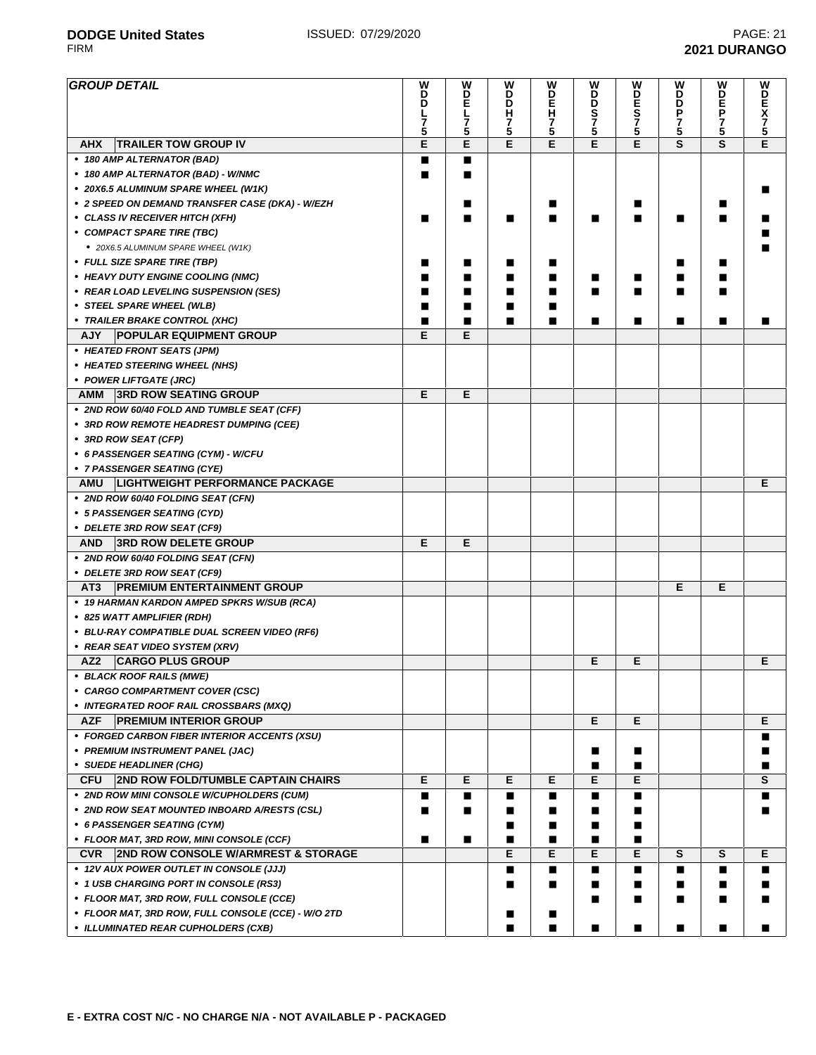| GROUP DETAIL | | WDDL75 | WDEL75 | WDDH75 | WDEH75 | WDDS75 | WDES75 | WDDP75 | WDEP75 | WDEX75 |
|---|---|---|---|---|---|---|---|---|---|---|
| **AHX** | **TRAILER TOW GROUP IV** | E | E | E | E | E | E | S | S | E |
| • 180 AMP ALTERNATOR (BAD) | | ■ | ■ | | | | | | | |
| • 180 AMP ALTERNATOR (BAD) - W/NMC | | ■ | ■ | | | | | | | |
| • 20X6.5 ALUMINUM SPARE WHEEL (W1K) | | | | | | | | | | ■ |
| • 2 SPEED ON DEMAND TRANSFER CASE (DKA) - W/EZH | | | ■ | | ■ | | ■ | | ■ | |
| • CLASS IV RECEIVER HITCH (XFH) | | ■ | ■ | ■ | ■ | ■ | ■ | ■ | ■ | ■ |
| • COMPACT SPARE TIRE (TBC) | | | | | | | | | | ■ |
| • 20X6.5 ALUMINUM SPARE WHEEL (W1K) | | | | | | | | | | ■ |
| • FULL SIZE SPARE TIRE (TBP) | | ■ | ■ | ■ | ■ | | | ■ | ■ | |
| • HEAVY DUTY ENGINE COOLING (NMC) | | ■ | ■ | ■ | ■ | ■ | ■ | ■ | ■ | |
| • REAR LOAD LEVELING SUSPENSION (SES) | | ■ | ■ | ■ | ■ | ■ | ■ | ■ | ■ | |
| • STEEL SPARE WHEEL (WLB) | | ■ | ■ | ■ | ■ | | | | | |
| • TRAILER BRAKE CONTROL (XHC) | | ■ | ■ | ■ | ■ | ■ | ■ | ■ | ■ | ■ |
| **AJY** | **POPULAR EQUIPMENT GROUP** | E | E | | | | | | | |
| • HEATED FRONT SEATS (JPM) | | | | | | | | | | |
| • HEATED STEERING WHEEL (NHS) | | | | | | | | | | |
| • POWER LIFTGATE (JRC) | | | | | | | | | | |
| **AMM** | **3RD ROW SEATING GROUP** | E | E | | | | | | | |
| • 2ND ROW 60/40 FOLD AND TUMBLE SEAT (CFF) | | | | | | | | | | |
| • 3RD ROW REMOTE HEADREST DUMPING (CEE) | | | | | | | | | | |
| • 3RD ROW SEAT (CFP) | | | | | | | | | | |
| • 6 PASSENGER SEATING (CYM) - W/CFU | | | | | | | | | | |
| • 7 PASSENGER SEATING (CYE) | | | | | | | | | | |
| **AMU** | **LIGHTWEIGHT PERFORMANCE PACKAGE** | | | | | | | | | E |
| • 2ND ROW 60/40 FOLDING SEAT (CFN) | | | | | | | | | | |
| • 5 PASSENGER SEATING (CYD) | | | | | | | | | | |
| • DELETE 3RD ROW SEAT (CF9) | | | | | | | | | | |
| **AND** | **3RD ROW DELETE GROUP** | E | E | | | | | | | |
| • 2ND ROW 60/40 FOLDING SEAT (CFN) | | | | | | | | | | |
| • DELETE 3RD ROW SEAT (CF9) | | | | | | | | | | |
| **AT3** | **PREMIUM ENTERTAINMENT GROUP** | | | | | | | E | E | |
| • 19 HARMAN KARDON AMPED SPKRS W/SUB (RCA) | | | | | | | | | | |
| • 825 WATT AMPLIFIER (RDH) | | | | | | | | | | |
| • BLU-RAY COMPATIBLE DUAL SCREEN VIDEO (RF6) | | | | | | | | | | |
| • REAR SEAT VIDEO SYSTEM (XRV) | | | | | | | | | | |
| **AZ2** | **CARGO PLUS GROUP** | | | | | E | E | | | E |
| • BLACK ROOF RAILS (MWE) | | | | | | | | | | |
| • CARGO COMPARTMENT COVER (CSC) | | | | | | | | | | |
| • INTEGRATED ROOF RAIL CROSSBARS (MXQ) | | | | | | | | | | |
| **AZF** | **PREMIUM INTERIOR GROUP** | | | | | E | E | | | E |
| • FORGED CARBON FIBER INTERIOR ACCENTS (XSU) | | | | | | | | | | ■ |
| • PREMIUM INSTRUMENT PANEL (JAC) | | | | | | ■ | ■ | | | ■ |
| • SUEDE HEADLINER (CHG) | | | | | | ■ | ■ | | | ■ |
| **CFU** | **2ND ROW FOLD/TUMBLE CAPTAIN CHAIRS** | E | E | E | E | E | E | | | S |
| • 2ND ROW MINI CONSOLE W/CUPHOLDERS (CUM) | | ■ | ■ | ■ | ■ | ■ | ■ | | | ■ |
| • 2ND ROW SEAT MOUNTED INBOARD A/RESTS (CSL) | | ■ | ■ | ■ | ■ | ■ | ■ | | | ■ |
| • 6 PASSENGER SEATING (CYM) | | | | ■ | ■ | ■ | ■ | | | |
| • FLOOR MAT, 3RD ROW, MINI CONSOLE (CCF) | | ■ | ■ | ■ | ■ | ■ | ■ | | | |
| **CVR** | **2ND ROW CONSOLE W/ARMREST & STORAGE** | | | E | E | E | E | S | S | E |
| • 12V AUX POWER OUTLET IN CONSOLE (JJJ) | | | | ■ | ■ | ■ | ■ | ■ | ■ | ■ |
| • 1 USB CHARGING PORT IN CONSOLE (RS3) | | | | ■ | ■ | ■ | ■ | ■ | ■ | ■ |
| • FLOOR MAT, 3RD ROW, FULL CONSOLE (CCE) | | | | | | ■ | ■ | ■ | ■ | ■ |
| • FLOOR MAT, 3RD ROW, FULL CONSOLE (CCE) - W/O 2TD | | | | ■ | ■ | | | | | |
| • ILLUMINATED REAR CUPHOLDERS (CXB) | | | | ■ | ■ | ■ | ■ | ■ | ■ | ■ |

**E - EXTRA COST N/C - NO CHARGE N/A - NOT AVAILABLE P - PACKAGED**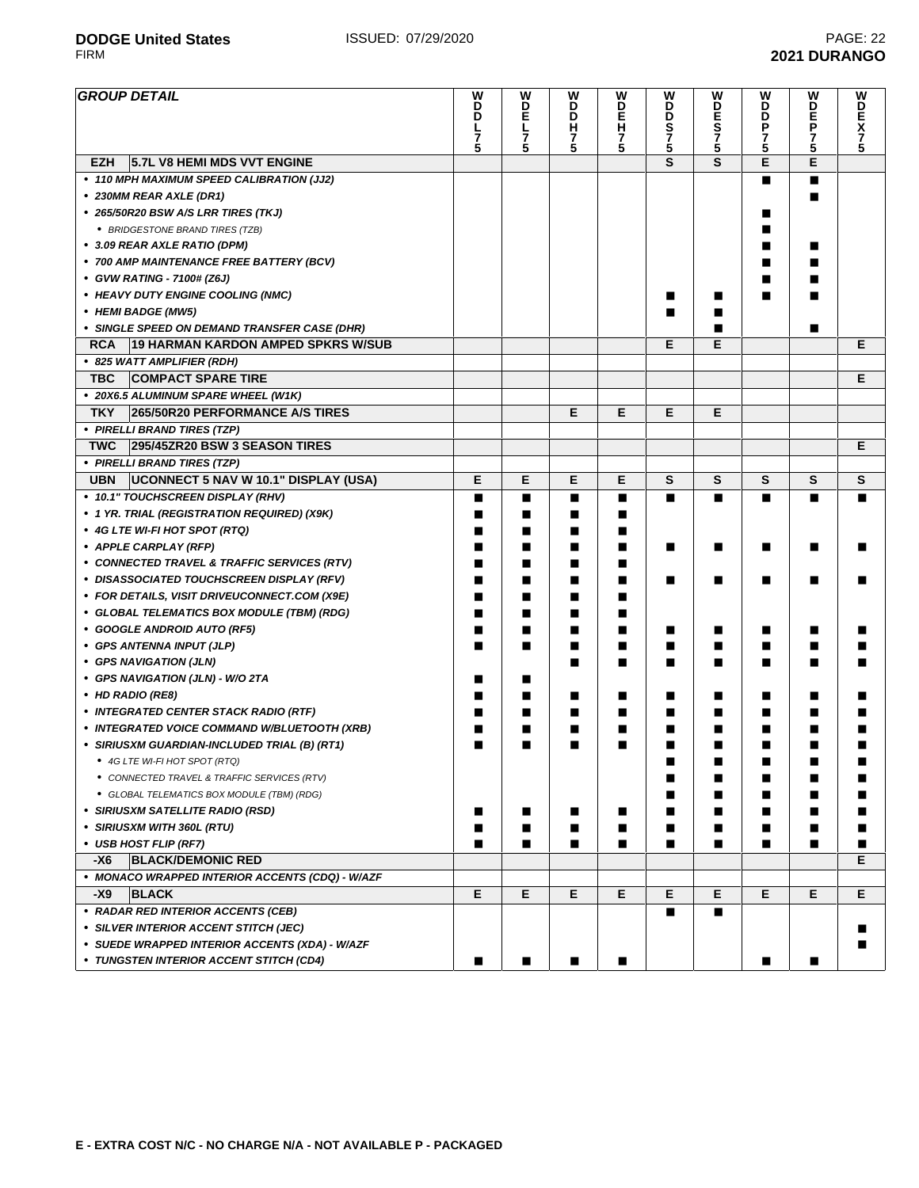**DODGE United States** ISSUED: 07/29/2020
FIRM

**2021 DURANGO**

| *GROUP DETAIL* | | WDDL75 | WDEL75 | WDDH75 | WDEH75 | WDDS75 | WDES75 | WDDP75 | WDEP75 | WDEX75 |
|---|---|---|---|---|---|---|---|---|---|---|
| **EZH** | **5.7L V8 HEMI MDS VVT ENGINE** | | | | | S | S | E | E | |
| • 110 MPH MAXIMUM SPEED CALIBRATION (JJ2) | | | | | | | | ■ | ■ | |
| • 230MM REAR AXLE (DR1) | | | | | | | | | ■ | |
| • 265/50R20 BSW A/S LRR TIRES (TKJ) | | | | | | | | ■ | | |
| • BRIDGESTONE BRAND TIRES (TZB) | | | | | | | | ■ | | |
| • 3.09 REAR AXLE RATIO (DPM) | | | | | | | | ■ | ■ | |
| • 700 AMP MAINTENANCE FREE BATTERY (BCV) | | | | | | | | ■ | ■ | |
| • GVW RATING - 7100# (Z6J) | | | | | | | | ■ | ■ | |
| • HEAVY DUTY ENGINE COOLING (NMC) | | | | | | ■ | ■ | ■ | ■ | |
| • HEMI BADGE (MW5) | | | | | | ■ | ■ | | | |
| • SINGLE SPEED ON DEMAND TRANSFER CASE (DHR) | | | | | | | ■ | | ■ | |
| **RCA** | **19 HARMAN KARDON AMPED SPKRS W/SUB** | | | | | E | E | | | E |
| • 825 WATT AMPLIFIER (RDH) | | | | | | | | | | |
| **TBC** | **COMPACT SPARE TIRE** | | | | | | | | | E |
| • 20X6.5 ALUMINUM SPARE WHEEL (W1K) | | | | | | | | | | |
| **TKY** | **265/50R20 PERFORMANCE A/S TIRES** | | | E | E | E | E | | | |
| • PIRELLI BRAND TIRES (TZP) | | | | | | | | | | |
| **TWC** | **295/45ZR20 BSW 3 SEASON TIRES** | | | | | | | | | E |
| • PIRELLI BRAND TIRES (TZP) | | | | | | | | | | |
| **UBN** | **UCONNECT 5 NAV W 10.1" DISPLAY (USA)** | E | E | E | E | S | S | S | S | S |
| • 10.1" TOUCHSCREEN DISPLAY (RHV) | | ■ | ■ | ■ | ■ | ■ | ■ | ■ | ■ | ■ |
| • 1 YR. TRIAL (REGISTRATION REQUIRED) (X9K) | | ■ | ■ | ■ | ■ | | | | | |
| • 4G LTE WI-FI HOT SPOT (RTQ) | | ■ | ■ | ■ | ■ | | | | | |
| • APPLE CARPLAY (RFP) | | ■ | ■ | ■ | ■ | ■ | ■ | ■ | ■ | ■ |
| • CONNECTED TRAVEL & TRAFFIC SERVICES (RTV) | | ■ | ■ | ■ | ■ | | | | | |
| • DISASSOCIATED TOUCHSCREEN DISPLAY (RFV) | | ■ | ■ | ■ | ■ | ■ | ■ | ■ | ■ | ■ |
| • FOR DETAILS, VISIT DRIVEUCONNECT.COM (X9E) | | ■ | ■ | ■ | ■ | | | | | |
| • GLOBAL TELEMATICS BOX MODULE (TBM) (RDG) | | ■ | ■ | ■ | ■ | | | | | |
| • GOOGLE ANDROID AUTO (RF5) | | ■ | ■ | ■ | ■ | ■ | ■ | ■ | ■ | ■ |
| • GPS ANTENNA INPUT (JLP) | | ■ | ■ | ■ | ■ | ■ | ■ | ■ | ■ | ■ |
| • GPS NAVIGATION (JLN) | | | | ■ | ■ | ■ | ■ | ■ | ■ | ■ |
| • GPS NAVIGATION (JLN) - W/O 2TA | | ■ | ■ | | | | | | | |
| • HD RADIO (RE8) | | ■ | ■ | ■ | ■ | ■ | ■ | ■ | ■ | ■ |
| • INTEGRATED CENTER STACK RADIO (RTF) | | ■ | ■ | ■ | ■ | ■ | ■ | ■ | ■ | ■ |
| • INTEGRATED VOICE COMMAND W/BLUETOOTH (XRB) | | ■ | ■ | ■ | ■ | ■ | ■ | ■ | ■ | ■ |
| • SIRIUSXM GUARDIAN-INCLUDED TRIAL (B) (RT1) | | ■ | ■ | ■ | ■ | ■ | ■ | ■ | ■ | ■ |
| • 4G LTE WI-FI HOT SPOT (RTQ) | | | | | | ■ | ■ | ■ | ■ | ■ |
| • CONNECTED TRAVEL & TRAFFIC SERVICES (RTV) | | | | | | ■ | ■ | ■ | ■ | ■ |
| • GLOBAL TELEMATICS BOX MODULE (TBM) (RDG) | | | | | | ■ | ■ | ■ | ■ | ■ |
| • SIRIUSXM SATELLITE RADIO (RSD) | | ■ | ■ | ■ | ■ | ■ | ■ | ■ | ■ | ■ |
| • SIRIUSXM WITH 360L (RTU) | | ■ | ■ | ■ | ■ | ■ | ■ | ■ | ■ | ■ |
| • USB HOST FLIP (RF7) | | ■ | ■ | ■ | ■ | ■ | ■ | ■ | ■ | ■ |
| **-X6** | **BLACK/DEMONIC RED** | | | | | | | | | E |
| • MONACO WRAPPED INTERIOR ACCENTS (CDQ) - W/AZF | | | | | | | | | | |
| **-X9** | **BLACK** | E | E | E | E | E | E | E | E | E |
| • RADAR RED INTERIOR ACCENTS (CEB) | | | | | | ■ | ■ | | | |
| • SILVER INTERIOR ACCENT STITCH (JEC) | | | | | | | | | | ■ |
| • SUEDE WRAPPED INTERIOR ACCENTS (XDA) - W/AZF | | | | | | | | | | ■ |
| • TUNGSTEN INTERIOR ACCENT STITCH (CD4) | | ■ | ■ | ■ | ■ | | | ■ | ■ | |

**E - EXTRA COST N/C - NO CHARGE N/A - NOT AVAILABLE P - PACKAGED**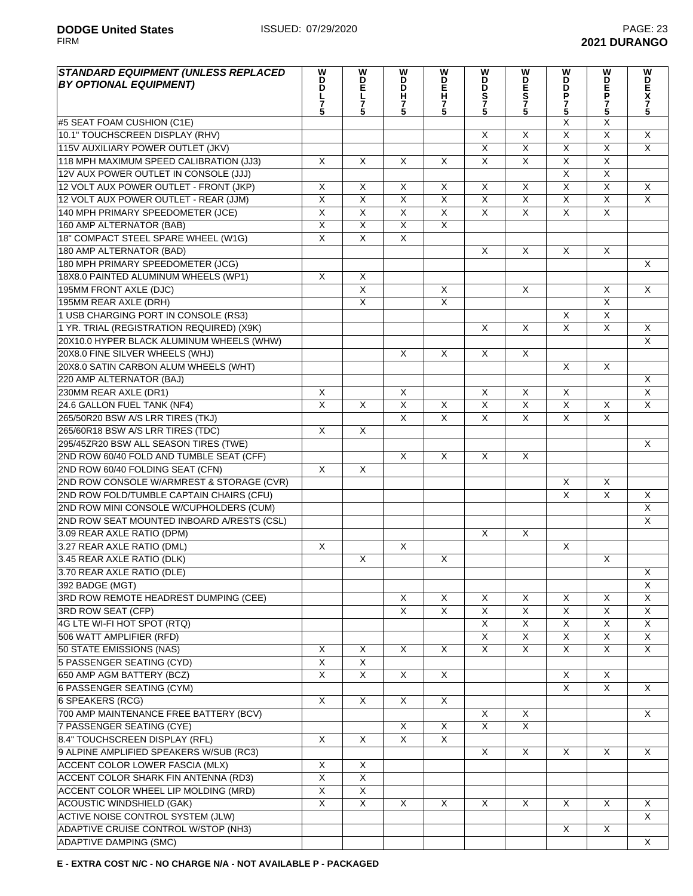| STANDARD EQUIPMENT (UNLESS REPLACED BY OPTIONAL EQUIPMENT) | WDDL75 | WDEL75 | WDDH75 | WDEH75 | WDDS75 | WDES75 | WDDP75 | WDEP75 | WDEX75 |
|---|---|---|---|---|---|---|---|---|---|
| #5 SEAT FOAM CUSHION (C1E) | | | | | | | X | X | |
| 10.1" TOUCHSCREEN DISPLAY (RHV) | | | | | X | X | X | X | X |
| 115V AUXILIARY POWER OUTLET (JKV) | | | | | X | X | X | X | X |
| 118 MPH MAXIMUM SPEED CALIBRATION (JJ3) | X | X | X | X | X | X | X | X | |
| 12V AUX POWER OUTLET IN CONSOLE (JJJ) | | | | | | | X | X | |
| 12 VOLT AUX POWER OUTLET - FRONT (JKP) | X | X | X | X | X | X | X | X | X |
| 12 VOLT AUX POWER OUTLET - REAR (JJM) | X | X | X | X | X | X | X | X | X |
| 140 MPH PRIMARY SPEEDOMETER (JCE) | X | X | X | X | X | X | X | X | |
| 160 AMP ALTERNATOR (BAB) | X | X | X | X | | | | | |
| 18" COMPACT STEEL SPARE WHEEL (W1G) | X | X | X | | | | | | |
| 180 AMP ALTERNATOR (BAD) | | | | | X | X | X | X | |
| 180 MPH PRIMARY SPEEDOMETER (JCG) | | | | | | | | | X |
| 18X8.0 PAINTED ALUMINUM WHEELS (WP1) | X | X | | | | | | | |
| 195MM FRONT AXLE (DJC) | | X | | X | | X | | X | X |
| 195MM REAR AXLE (DRH) | | X | | X | | | | X | |
| 1 USB CHARGING PORT IN CONSOLE (RS3) | | | | | | | X | X | |
| 1 YR. TRIAL (REGISTRATION REQUIRED) (X9K) | | | | | X | X | X | X | X |
| 20X10.0 HYPER BLACK ALUMINUM WHEELS (WHW) | | | | | | | | | X |
| 20X8.0 FINE SILVER WHEELS (WHJ) | | | X | X | X | X | | | |
| 20X8.0 SATIN CARBON ALUM WHEELS (WHT) | | | | | | | X | X | |
| 220 AMP ALTERNATOR (BAJ) | | | | | | | | | X |
| 230MM REAR AXLE (DR1) | X | | X | | X | X | X | | X |
| 24.6 GALLON FUEL TANK (NF4) | X | X | X | X | X | X | X | X | X |
| 265/50R20 BSW A/S LRR TIRES (TKJ) | | | X | X | X | X | X | X | |
| 265/60R18 BSW A/S LRR TIRES (TDC) | X | X | | | | | | | |
| 295/45ZR20 BSW ALL SEASON TIRES (TWE) | | | | | | | | | X |
| 2ND ROW 60/40 FOLD AND TUMBLE SEAT (CFF) | | | X | X | X | X | | | |
| 2ND ROW 60/40 FOLDING SEAT (CFN) | X | X | | | | | | | |
| 2ND ROW CONSOLE W/ARMREST & STORAGE (CVR) | | | | | | | X | X | |
| 2ND ROW FOLD/TUMBLE CAPTAIN CHAIRS (CFU) | | | | | | | X | X | X |
| 2ND ROW MINI CONSOLE W/CUPHOLDERS (CUM) | | | | | | | | | X |
| 2ND ROW SEAT MOUNTED INBOARD A/RESTS (CSL) | | | | | | | | | X |
| 3.09 REAR AXLE RATIO (DPM) | | | | | X | X | | | |
| 3.27 REAR AXLE RATIO (DML) | X | | X | | | | X | | |
| 3.45 REAR AXLE RATIO (DLK) | | X | | X | | | | X | |
| 3.70 REAR AXLE RATIO (DLE) | | | | | | | | | X |
| 392 BADGE (MGT) | | | | | | | | | X |
| 3RD ROW REMOTE HEADREST DUMPING (CEE) | | | X | X | X | X | X | X | X |
| 3RD ROW SEAT (CFP) | | | X | X | X | X | X | X | X |
| 4G LTE WI-FI HOT SPOT (RTQ) | | | | | X | X | X | X | X |
| 506 WATT AMPLIFIER (RFD) | | | | | X | X | X | X | X |
| 50 STATE EMISSIONS (NAS) | X | X | X | X | X | X | X | X | X |
| 5 PASSENGER SEATING (CYD) | X | X | | | | | | | |
| 650 AMP AGM BATTERY (BCZ) | X | X | X | X | | | X | X | |
| 6 PASSENGER SEATING (CYM) | | | | | | | X | X | X |
| 6 SPEAKERS (RCG) | X | X | X | X | | | | | |
| 700 AMP MAINTENANCE FREE BATTERY (BCV) | | | | | X | X | | | X |
| 7 PASSENGER SEATING (CYE) | | | X | X | X | X | | | |
| 8.4" TOUCHSCREEN DISPLAY (RFL) | X | X | X | X | | | | | |
| 9 ALPINE AMPLIFIED SPEAKERS W/SUB (RC3) | | | | | X | X | X | X | X |
| ACCENT COLOR LOWER FASCIA (MLX) | X | X | | | | | | | |
| ACCENT COLOR SHARK FIN ANTENNA (RD3) | X | X | | | | | | | |
| ACCENT COLOR WHEEL LIP MOLDING (MRD) | X | X | | | | | | | |
| ACOUSTIC WINDSHIELD (GAK) | X | X | X | X | X | X | X | X | X |
| ACTIVE NOISE CONTROL SYSTEM (JLW) | | | | | | | | | X |
| ADAPTIVE CRUISE CONTROL W/STOP (NH3) | | | | | | | X | X | |
| ADAPTIVE DAMPING (SMC) | | | | | | | | | X |

**E - EXTRA COST N/C - NO CHARGE N/A - NOT AVAILABLE P - PACKAGED**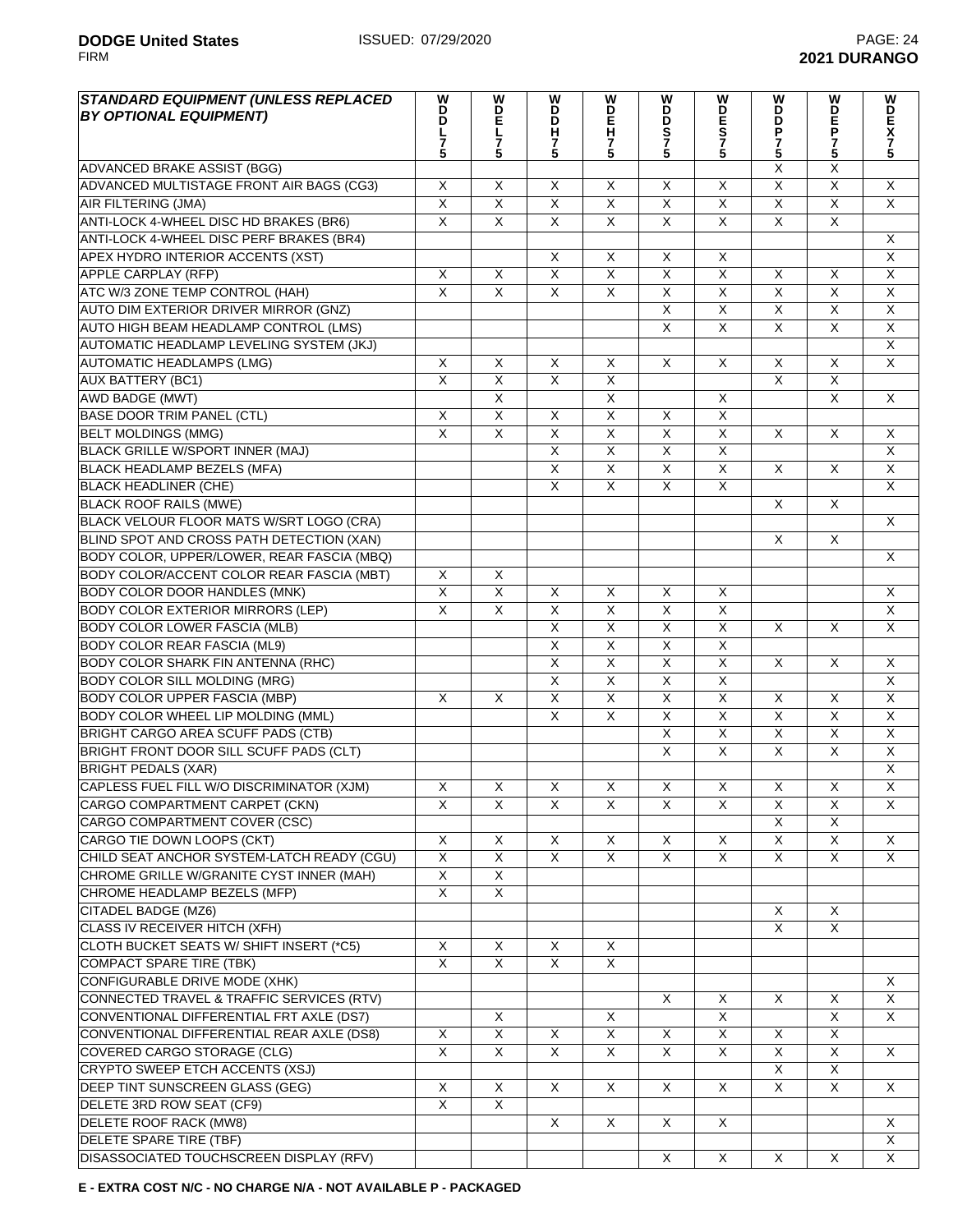| STANDARD EQUIPMENT (UNLESS REPLACED BY OPTIONAL EQUIPMENT) | WDDL75 | WDEL75 | WDDH75 | WDEH75 | WDDS75 | WDES75 | WDDP75 | WDEP75 | WDEX75 |
|---|---|---|---|---|---|---|---|---|---|
| ADVANCED BRAKE ASSIST (BGG) | | | | | | | X | X | |
| ADVANCED MULTISTAGE FRONT AIR BAGS (CG3) | X | X | X | X | X | X | X | X | X |
| AIR FILTERING (JMA) | X | X | X | X | X | X | X | X | X |
| ANTI-LOCK 4-WHEEL DISC HD BRAKES (BR6) | X | X | X | X | X | X | X | X | |
| ANTI-LOCK 4-WHEEL DISC PERF BRAKES (BR4) | | | | | | | | | X |
| APEX HYDRO INTERIOR ACCENTS (XST) | | | X | X | X | X | | | X |
| APPLE CARPLAY (RFP) | X | X | X | X | X | X | X | X | X |
| ATC W/3 ZONE TEMP CONTROL (HAH) | X | X | X | X | X | X | X | X | X |
| AUTO DIM EXTERIOR DRIVER MIRROR (GNZ) | | | | | X | X | X | X | X |
| AUTO HIGH BEAM HEADLAMP CONTROL (LMS) | | | | | X | X | X | X | X |
| AUTOMATIC HEADLAMP LEVELING SYSTEM (JKJ) | | | | | | | | | X |
| AUTOMATIC HEADLAMPS (LMG) | X | X | X | X | X | X | X | X | X |
| AUX BATTERY (BC1) | X | X | X | X | | | X | X | |
| AWD BADGE (MWT) | | X | | X | | X | | X | X |
| BASE DOOR TRIM PANEL (CTL) | X | X | X | X | X | X | | | |
| BELT MOLDINGS (MMG) | X | X | X | X | X | X | X | X | X |
| BLACK GRILLE W/SPORT INNER (MAJ) | | | X | X | X | X | | | X |
| BLACK HEADLAMP BEZELS (MFA) | | | X | X | X | X | X | X | X |
| BLACK HEADLINER (CHE) | | | X | X | X | X | | | X |
| BLACK ROOF RAILS (MWE) | | | | | | | X | X | |
| BLACK VELOUR FLOOR MATS W/SRT LOGO (CRA) | | | | | | | | | X |
| BLIND SPOT AND CROSS PATH DETECTION (XAN) | | | | | | | X | X | |
| BODY COLOR, UPPER/LOWER, REAR FASCIA (MBQ) | | | | | | | | | X |
| BODY COLOR/ACCENT COLOR REAR FASCIA (MBT) | X | X | | | | | | | |
| BODY COLOR DOOR HANDLES (MNK) | X | X | X | X | X | X | | | X |
| BODY COLOR EXTERIOR MIRRORS (LEP) | X | X | X | X | X | X | | | X |
| BODY COLOR LOWER FASCIA (MLB) | | | X | X | X | X | X | X | X |
| BODY COLOR REAR FASCIA (ML9) | | | X | X | X | X | | | |
| BODY COLOR SHARK FIN ANTENNA (RHC) | | | X | X | X | X | X | X | X |
| BODY COLOR SILL MOLDING (MRG) | | | X | X | X | X | | | X |
| BODY COLOR UPPER FASCIA (MBP) | X | X | X | X | X | X | X | X | X |
| BODY COLOR WHEEL LIP MOLDING (MML) | | | X | X | X | X | X | X | X |
| BRIGHT CARGO AREA SCUFF PADS (CTB) | | | | | X | X | X | X | X |
| BRIGHT FRONT DOOR SILL SCUFF PADS (CLT) | | | | | X | X | X | X | X |
| BRIGHT PEDALS (XAR) | | | | | | | | | X |
| CAPLESS FUEL FILL W/O DISCRIMINATOR (XJM) | X | X | X | X | X | X | X | X | X |
| CARGO COMPARTMENT CARPET (CKN) | X | X | X | X | X | X | X | X | X |
| CARGO COMPARTMENT COVER (CSC) | | | | | | | X | X | |
| CARGO TIE DOWN LOOPS (CKT) | X | X | X | X | X | X | X | X | X |
| CHILD SEAT ANCHOR SYSTEM-LATCH READY (CGU) | X | X | X | X | X | X | X | X | X |
| CHROME GRILLE W/GRANITE CYST INNER (MAH) | X | X | | | | | | | |
| CHROME HEADLAMP BEZELS (MFP) | X | X | | | | | | | |
| CITADEL BADGE (MZ6) | | | | | | | X | X | |
| CLASS IV RECEIVER HITCH (XFH) | | | | | | | X | X | |
| CLOTH BUCKET SEATS W/ SHIFT INSERT (*C5) | X | X | X | X | | | | | |
| COMPACT SPARE TIRE (TBK) | X | X | X | X | | | | | |
| CONFIGURABLE DRIVE MODE (XHK) | | | | | | | | | X |
| CONNECTED TRAVEL & TRAFFIC SERVICES (RTV) | | | | | X | X | X | X | X |
| CONVENTIONAL DIFFERENTIAL FRT AXLE (DS7) | | X | | X | | X | | X | X |
| CONVENTIONAL DIFFERENTIAL REAR AXLE (DS8) | X | X | X | X | X | X | X | X | |
| COVERED CARGO STORAGE (CLG) | X | X | X | X | X | X | X | X | X |
| CRYPTO SWEEP ETCH ACCENTS (XSJ) | | | | | | | X | X | |
| DEEP TINT SUNSCREEN GLASS (GEG) | X | X | X | X | X | X | X | X | X |
| DELETE 3RD ROW SEAT (CF9) | X | X | | | | | | | |
| DELETE ROOF RACK (MW8) | | | X | X | X | X | | | X |
| DELETE SPARE TIRE (TBF) | | | | | | | | | X |
| DISASSOCIATED TOUCHSCREEN DISPLAY (RFV) | | | | | X | X | X | X | X |

**E - EXTRA COST N/C - NO CHARGE N/A - NOT AVAILABLE P - PACKAGED**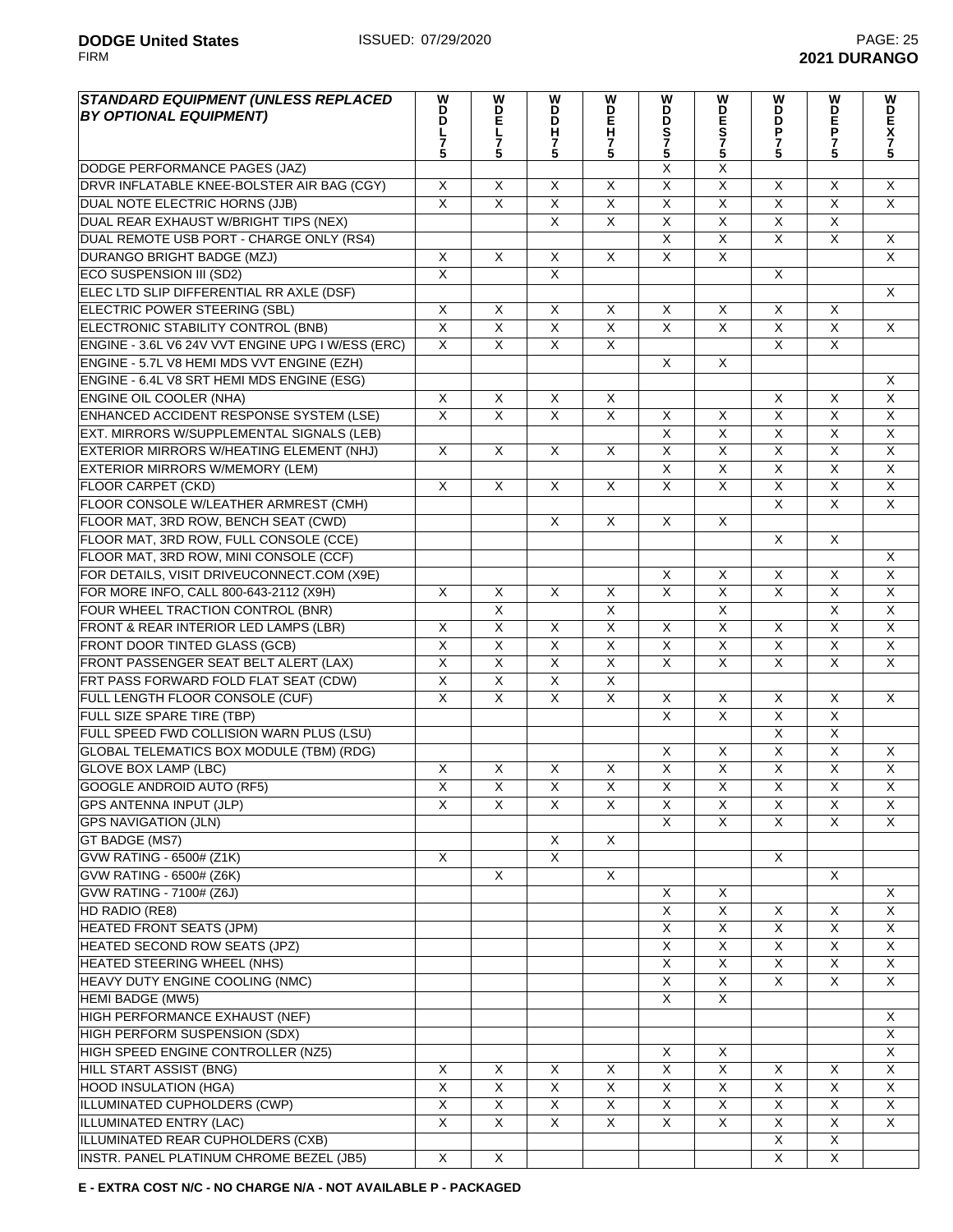| STANDARD EQUIPMENT (UNLESS REPLACED BY OPTIONAL EQUIPMENT) | WDDL75 | WDEL75 | WDDH75 | WDEH75 | WDDS75 | WDES75 | WDDP75 | WDEP75 | WDEX75 |
|---|---|---|---|---|---|---|---|---|---|
| DODGE PERFORMANCE PAGES (JAZ) | | | | | X | X | | | |
| DRVR INFLATABLE KNEE-BOLSTER AIR BAG (CGY) | X | X | X | X | X | X | X | X | X |
| DUAL NOTE ELECTRIC HORNS (JJB) | X | X | X | X | X | X | X | X | X |
| DUAL REAR EXHAUST W/BRIGHT TIPS (NEX) | | | X | X | X | X | X | X | |
| DUAL REMOTE USB PORT - CHARGE ONLY (RS4) | | | | | X | X | X | X | X |
| DURANGO BRIGHT BADGE (MZJ) | X | X | X | X | X | X | | | X |
| ECO SUSPENSION III (SD2) | X | | X | | | | X | | |
| ELEC LTD SLIP DIFFERENTIAL RR AXLE (DSF) | | | | | | | | | X |
| ELECTRIC POWER STEERING (SBL) | X | X | X | X | X | X | X | X | |
| ELECTRONIC STABILITY CONTROL (BNB) | X | X | X | X | X | X | X | X | X |
| ENGINE - 3.6L V6 24V VVT ENGINE UPG I W/ESS (ERC) | X | X | X | X | | | X | X | |
| ENGINE - 5.7L V8 HEMI MDS VVT ENGINE (EZH) | | | | | X | X | | | |
| ENGINE - 6.4L V8 SRT HEMI MDS ENGINE (ESG) | | | | | | | | | X |
| ENGINE OIL COOLER (NHA) | X | X | X | X | | | X | X | X |
| ENHANCED ACCIDENT RESPONSE SYSTEM (LSE) | X | X | X | X | X | X | X | X | X |
| EXT. MIRRORS W/SUPPLEMENTAL SIGNALS (LEB) | | | | | X | X | X | X | X |
| EXTERIOR MIRRORS W/HEATING ELEMENT (NHJ) | X | X | X | X | X | X | X | X | X |
| EXTERIOR MIRRORS W/MEMORY (LEM) | | | | | X | X | X | X | X |
| FLOOR CARPET (CKD) | X | X | X | X | X | X | X | X | X |
| FLOOR CONSOLE W/LEATHER ARMREST (CMH) | | | | | | | X | X | X |
| FLOOR MAT, 3RD ROW, BENCH SEAT (CWD) | | | X | X | X | X | | | |
| FLOOR MAT, 3RD ROW, FULL CONSOLE (CCE) | | | | | | | X | X | |
| FLOOR MAT, 3RD ROW, MINI CONSOLE (CCF) | | | | | | | | | X |
| FOR DETAILS, VISIT DRIVEUCONNECT.COM (X9E) | | | | | X | X | X | X | X |
| FOR MORE INFO, CALL 800-643-2112 (X9H) | X | X | X | X | X | X | X | X | X |
| FOUR WHEEL TRACTION CONTROL (BNR) | | X | | X | | X | | X | X |
| FRONT & REAR INTERIOR LED LAMPS (LBR) | X | X | X | X | X | X | X | X | X |
| FRONT DOOR TINTED GLASS (GCB) | X | X | X | X | X | X | X | X | X |
| FRONT PASSENGER SEAT BELT ALERT (LAX) | X | X | X | X | X | X | X | X | X |
| FRT PASS FORWARD FOLD FLAT SEAT (CDW) | X | X | X | X | | | | | |
| FULL LENGTH FLOOR CONSOLE (CUF) | X | X | X | X | X | X | X | X | X |
| FULL SIZE SPARE TIRE (TBP) | | | | | X | X | X | X | |
| FULL SPEED FWD COLLISION WARN PLUS (LSU) | | | | | | | X | X | |
| GLOBAL TELEMATICS BOX MODULE (TBM) (RDG) | | | | | X | X | X | X | X |
| GLOVE BOX LAMP (LBC) | X | X | X | X | X | X | X | X | X |
| GOOGLE ANDROID AUTO (RF5) | X | X | X | X | X | X | X | X | X |
| GPS ANTENNA INPUT (JLP) | X | X | X | X | X | X | X | X | X |
| GPS NAVIGATION (JLN) | | | | | X | X | X | X | X |
| GT BADGE (MS7) | | | X | X | | | | | |
| GVW RATING - 6500# (Z1K) | X | | X | | | | X | | |
| GVW RATING - 6500# (Z6K) | | X | | X | | | | X | |
| GVW RATING - 7100# (Z6J) | | | | | X | X | | | X |
| HD RADIO (RE8) | | | | | X | X | X | X | X |
| HEATED FRONT SEATS (JPM) | | | | | X | X | X | X | X |
| HEATED SECOND ROW SEATS (JPZ) | | | | | X | X | X | X | X |
| HEATED STEERING WHEEL (NHS) | | | | | X | X | X | X | X |
| HEAVY DUTY ENGINE COOLING (NMC) | | | | | X | X | X | X | X |
| HEMI BADGE (MW5) | | | | | X | X | | | |
| HIGH PERFORMANCE EXHAUST (NEF) | | | | | | | | | X |
| HIGH PERFORM SUSPENSION (SDX) | | | | | | | | | X |
| HIGH SPEED ENGINE CONTROLLER (NZ5) | | | | | X | X | | | X |
| HILL START ASSIST (BNG) | X | X | X | X | X | X | X | X | X |
| HOOD INSULATION (HGA) | X | X | X | X | X | X | X | X | X |
| ILLUMINATED CUPHOLDERS (CWP) | X | X | X | X | X | X | X | X | X |
| ILLUMINATED ENTRY (LAC) | X | X | X | X | X | X | X | X | X |
| ILLUMINATED REAR CUPHOLDERS (CXB) | | | | | | | X | X | |
| INSTR. PANEL PLATINUM CHROME BEZEL (JB5) | X | X | | | | | X | X | |

**E - EXTRA COST N/C - NO CHARGE N/A - NOT AVAILABLE P - PACKAGED**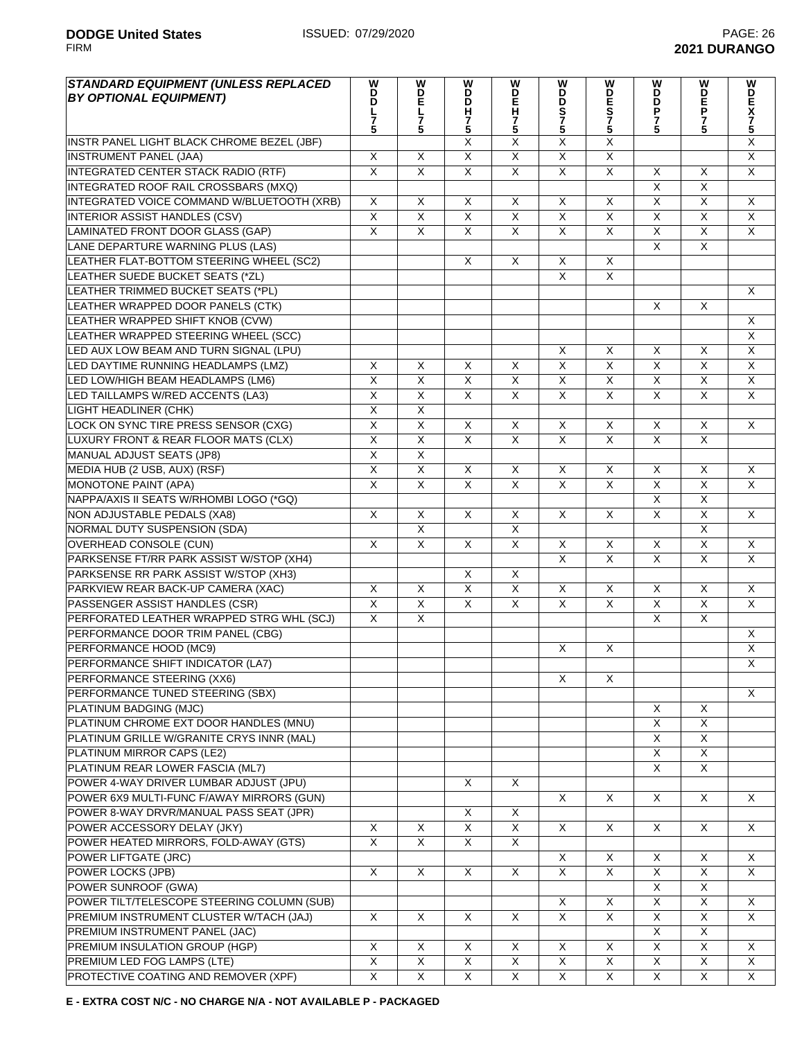| STANDARD EQUIPMENT (UNLESS REPLACED BY OPTIONAL EQUIPMENT) | WDDL75 | WDEL75 | WDDH75 | WDEH75 | WDDS75 | WDES75 | WDDP75 | WDEP75 | WDEX75 |
|---|---|---|---|---|---|---|---|---|---|
| INSTR PANEL LIGHT BLACK CHROME BEZEL (JBF) | | | X | X | X | X | | | X |
| INSTRUMENT PANEL (JAA) | X | X | X | X | X | X | | | X |
| INTEGRATED CENTER STACK RADIO (RTF) | X | X | X | X | X | X | X | X | X |
| INTEGRATED ROOF RAIL CROSSBARS (MXQ) | | | | | | | X | X | |
| INTEGRATED VOICE COMMAND W/BLUETOOTH (XRB) | X | X | X | X | X | X | X | X | X |
| INTERIOR ASSIST HANDLES (CSV) | X | X | X | X | X | X | X | X | X |
| LAMINATED FRONT DOOR GLASS (GAP) | X | X | X | X | X | X | X | X | X |
| LANE DEPARTURE WARNING PLUS (LAS) | | | | | | | X | X | |
| LEATHER FLAT-BOTTOM STEERING WHEEL (SC2) | | | X | X | X | X | | | |
| LEATHER SUEDE BUCKET SEATS (*ZL) | | | | | X | X | | | |
| LEATHER TRIMMED BUCKET SEATS (*PL) | | | | | | | | | X |
| LEATHER WRAPPED DOOR PANELS (CTK) | | | | | | | X | X | |
| LEATHER WRAPPED SHIFT KNOB (CVW) | | | | | | | | | X |
| LEATHER WRAPPED STEERING WHEEL (SCC) | | | | | | | | | X |
| LED AUX LOW BEAM AND TURN SIGNAL (LPU) | | | | | X | X | X | X | X |
| LED DAYTIME RUNNING HEADLAMPS (LMZ) | X | X | X | X | X | X | X | X | X |
| LED LOW/HIGH BEAM HEADLAMPS (LM6) | X | X | X | X | X | X | X | X | X |
| LED TAILLAMPS W/RED ACCENTS (LA3) | X | X | X | X | X | X | X | X | X |
| LIGHT HEADLINER (CHK) | X | X | | | | | | | |
| LOCK ON SYNC TIRE PRESS SENSOR (CXG) | X | X | X | X | X | X | X | X | X |
| LUXURY FRONT & REAR FLOOR MATS (CLX) | X | X | X | X | X | X | X | X | |
| MANUAL ADJUST SEATS (JP8) | X | X | | | | | | | |
| MEDIA HUB (2 USB, AUX) (RSF) | X | X | X | X | X | X | X | X | X |
| MONOTONE PAINT (APA) | X | X | X | X | X | X | X | X | X |
| NAPPA/AXIS II SEATS W/RHOMBI LOGO (*GQ) | | | | | | | X | X | |
| NON ADJUSTABLE PEDALS (XA8) | X | X | X | X | X | X | X | X | X |
| NORMAL DUTY SUSPENSION (SDA) | | X | | X | | | | X | |
| OVERHEAD CONSOLE (CUN) | X | X | X | X | X | X | X | X | X |
| PARKSENSE FT/RR PARK ASSIST W/STOP (XH4) | | | | | X | X | X | X | X |
| PARKSENSE RR PARK ASSIST W/STOP (XH3) | | | X | X | | | | | |
| PARKVIEW REAR BACK-UP CAMERA (XAC) | X | X | X | X | X | X | X | X | X |
| PASSENGER ASSIST HANDLES (CSR) | X | X | X | X | X | X | X | X | X |
| PERFORATED LEATHER WRAPPED STRG WHL (SCJ) | X | X | | | | | X | X | |
| PERFORMANCE DOOR TRIM PANEL (CBG) | | | | | | | | | X |
| PERFORMANCE HOOD (MC9) | | | | | X | X | | | X |
| PERFORMANCE SHIFT INDICATOR (LA7) | | | | | | | | | X |
| PERFORMANCE STEERING (XX6) | | | | | X | X | | | |
| PERFORMANCE TUNED STEERING (SBX) | | | | | | | | | X |
| PLATINUM BADGING (MJC) | | | | | | | X | X | |
| PLATINUM CHROME EXT DOOR HANDLES (MNU) | | | | | | | X | X | |
| PLATINUM GRILLE W/GRANITE CRYS INNR (MAL) | | | | | | | X | X | |
| PLATINUM MIRROR CAPS (LE2) | | | | | | | X | X | |
| PLATINUM REAR LOWER FASCIA (ML7) | | | | | | | X | X | |
| POWER 4-WAY DRIVER LUMBAR ADJUST (JPU) | | | X | X | | | | | |
| POWER 6X9 MULTI-FUNC F/AWAY MIRRORS (GUN) | | | | | X | X | X | X | X |
| POWER 8-WAY DRVR/MANUAL PASS SEAT (JPR) | | | X | X | | | | | |
| POWER ACCESSORY DELAY (JKY) | X | X | X | X | X | X | X | X | X |
| POWER HEATED MIRRORS, FOLD-AWAY (GTS) | X | X | X | X | | | | | |
| POWER LIFTGATE (JRC) | | | | | X | X | X | X | X |
| POWER LOCKS (JPB) | X | X | X | X | X | X | X | X | X |
| POWER SUNROOF (GWA) | | | | | | | X | X | |
| POWER TILT/TELESCOPE STEERING COLUMN (SUB) | | | | | X | X | X | X | X |
| PREMIUM INSTRUMENT CLUSTER W/TACH (JAJ) | X | X | X | X | X | X | X | X | X |
| PREMIUM INSTRUMENT PANEL (JAC) | | | | | | | X | X | |
| PREMIUM INSULATION GROUP (HGP) | X | X | X | X | X | X | X | X | X |
| PREMIUM LED FOG LAMPS (LTE) | X | X | X | X | X | X | X | X | X |
| PROTECTIVE COATING AND REMOVER (XPF) | X | X | X | X | X | X | X | X | X |

**E - EXTRA COST N/C - NO CHARGE N/A - NOT AVAILABLE P - PACKAGED**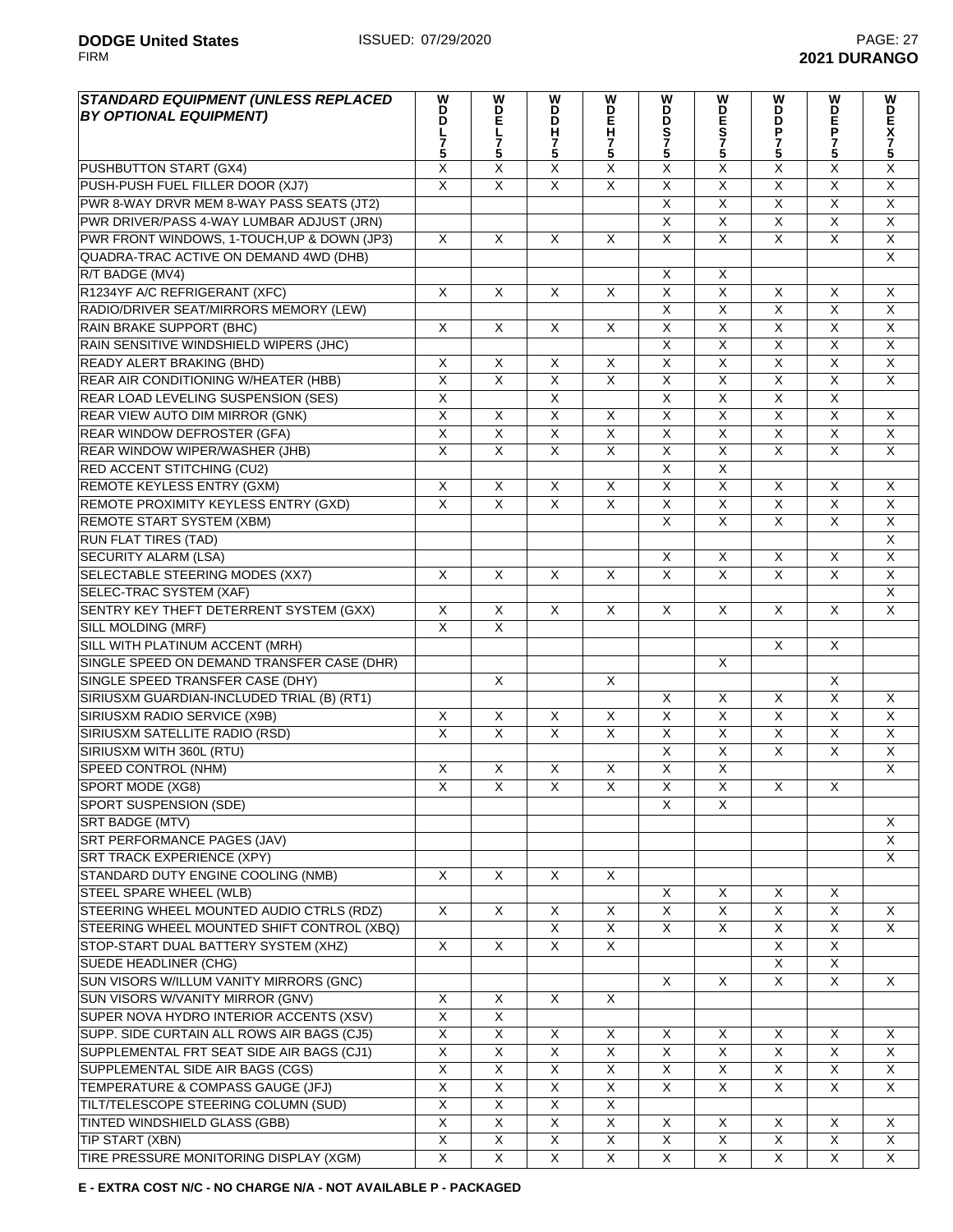| STANDARD EQUIPMENT (UNLESS REPLACED BY OPTIONAL EQUIPMENT) | WDDL75 | WDEL75 | WDDH75 | WDEH75 | WDDS75 | WDES75 | WDDP75 | WDEP75 | WDEX75 |
|---|---|---|---|---|---|---|---|---|---|
| PUSHBUTTON START (GX4) | X | X | X | X | X | X | X | X | X |
| PUSH-PUSH FUEL FILLER DOOR (XJ7) | X | X | X | X | X | X | X | X | X |
| PWR 8-WAY DRVR MEM 8-WAY PASS SEATS (JT2) | | | | | X | X | X | X | X |
| PWR DRIVER/PASS 4-WAY LUMBAR ADJUST (JRN) | | | | | X | X | X | X | X |
| PWR FRONT WINDOWS, 1-TOUCH,UP & DOWN (JP3) | X | X | X | X | X | X | X | X | X |
| QUADRA-TRAC ACTIVE ON DEMAND 4WD (DHB) | | | | | | | | | X |
| R/T BADGE (MV4) | | | | | X | X | | | |
| R1234YF A/C REFRIGERANT (XFC) | X | X | X | X | X | X | X | X | X |
| RADIO/DRIVER SEAT/MIRRORS MEMORY (LEW) | | | | | X | X | X | X | X |
| RAIN BRAKE SUPPORT (BHC) | X | X | X | X | X | X | X | X | X |
| RAIN SENSITIVE WINDSHIELD WIPERS (JHC) | | | | | X | X | X | X | X |
| READY ALERT BRAKING (BHD) | X | X | X | X | X | X | X | X | X |
| REAR AIR CONDITIONING W/HEATER (HBB) | X | X | X | X | X | X | X | X | X |
| REAR LOAD LEVELING SUSPENSION (SES) | X | | X | | X | X | X | X | |
| REAR VIEW AUTO DIM MIRROR (GNK) | X | X | X | X | X | X | X | X | X |
| REAR WINDOW DEFROSTER (GFA) | X | X | X | X | X | X | X | X | X |
| REAR WINDOW WIPER/WASHER (JHB) | X | X | X | X | X | X | X | X | X |
| RED ACCENT STITCHING (CU2) | | | | | X | X | | | |
| REMOTE KEYLESS ENTRY (GXM) | X | X | X | X | X | X | X | X | X |
| REMOTE PROXIMITY KEYLESS ENTRY (GXD) | X | X | X | X | X | X | X | X | X |
| REMOTE START SYSTEM (XBM) | | | | | X | X | X | X | X |
| RUN FLAT TIRES (TAD) | | | | | | | | | X |
| SECURITY ALARM (LSA) | | | | | X | X | X | X | X |
| SELECTABLE STEERING MODES (XX7) | X | X | X | X | X | X | X | X | X |
| SELEC-TRAC SYSTEM (XAF) | | | | | | | | | X |
| SENTRY KEY THEFT DETERRENT SYSTEM (GXX) | X | X | X | X | X | X | X | X | X |
| SILL MOLDING (MRF) | X | X | | | | | | | |
| SILL WITH PLATINUM ACCENT (MRH) | | | | | | | X | X | |
| SINGLE SPEED ON DEMAND TRANSFER CASE (DHR) | | | | | | X | | | |
| SINGLE SPEED TRANSFER CASE (DHY) | | X | | X | | | | X | |
| SIRIUSXM GUARDIAN-INCLUDED TRIAL (B) (RT1) | | | | | X | X | X | X | X |
| SIRIUSXM RADIO SERVICE (X9B) | X | X | X | X | X | X | X | X | X |
| SIRIUSXM SATELLITE RADIO (RSD) | X | X | X | X | X | X | X | X | X |
| SIRIUSXM WITH 360L (RTU) | | | | | X | X | X | X | X |
| SPEED CONTROL (NHM) | X | X | X | X | X | X | | | X |
| SPORT MODE (XG8) | X | X | X | X | X | X | X | X | |
| SPORT SUSPENSION (SDE) | | | | | X | X | | | |
| SRT BADGE (MTV) | | | | | | | | | X |
| SRT PERFORMANCE PAGES (JAV) | | | | | | | | | X |
| SRT TRACK EXPERIENCE (XPY) | | | | | | | | | X |
| STANDARD DUTY ENGINE COOLING (NMB) | X | X | X | X | | | | | |
| STEEL SPARE WHEEL (WLB) | | | | | X | X | X | X | |
| STEERING WHEEL MOUNTED AUDIO CTRLS (RDZ) | X | X | X | X | X | X | X | X | X |
| STEERING WHEEL MOUNTED SHIFT CONTROL (XBQ) | | | X | X | X | X | X | X | X |
| STOP-START DUAL BATTERY SYSTEM (XHZ) | X | X | X | X | | | X | X | |
| SUEDE HEADLINER (CHG) | | | | | | | X | X | |
| SUN VISORS W/ILLUM VANITY MIRRORS (GNC) | | | | | X | X | X | X | X |
| SUN VISORS W/VANITY MIRROR (GNV) | X | X | X | X | | | | | |
| SUPER NOVA HYDRO INTERIOR ACCENTS (XSV) | X | X | | | | | | | |
| SUPP. SIDE CURTAIN ALL ROWS AIR BAGS (CJ5) | X | X | X | X | X | X | X | X | X |
| SUPPLEMENTAL FRT SEAT SIDE AIR BAGS (CJ1) | X | X | X | X | X | X | X | X | X |
| SUPPLEMENTAL SIDE AIR BAGS (CGS) | X | X | X | X | X | X | X | X | X |
| TEMPERATURE & COMPASS GAUGE (JFJ) | X | X | X | X | X | X | X | X | X |
| TILT/TELESCOPE STEERING COLUMN (SUD) | X | X | X | X | | | | | |
| TINTED WINDSHIELD GLASS (GBB) | X | X | X | X | X | X | X | X | X |
| TIP START (XBN) | X | X | X | X | X | X | X | X | X |
| TIRE PRESSURE MONITORING DISPLAY (XGM) | X | X | X | X | X | X | X | X | X |

**E - EXTRA COST N/C - NO CHARGE N/A - NOT AVAILABLE P - PACKAGED**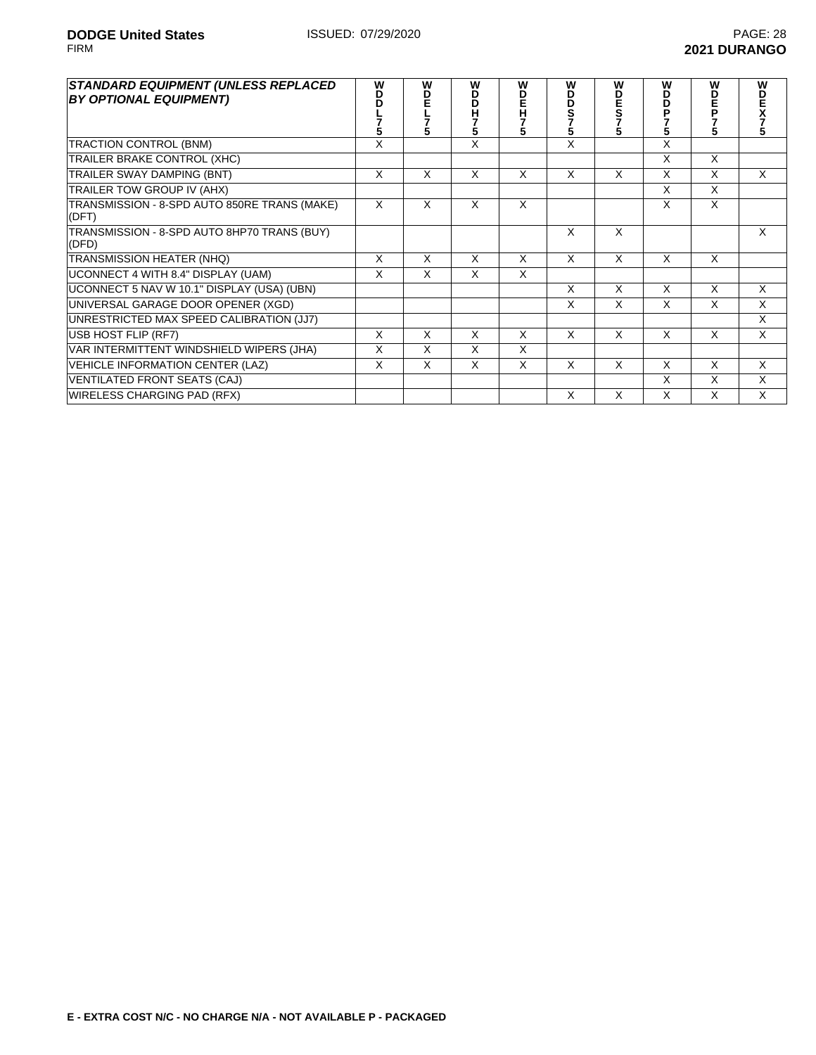| *STANDARD EQUIPMENT (UNLESS REPLACED BY OPTIONAL EQUIPMENT)* | WDDL75 | WDEL75 | WDDH75 | WDEH75 | WDDS75 | WDES75 | WDDP75 | WDEP75 | WDEX75 |
|---|---|---|---|---|---|---|---|---|---|
| TRACTION CONTROL (BNM) | X | | X | | X | | X | | |
| TRAILER BRAKE CONTROL (XHC) | | | | | | | X | X | |
| TRAILER SWAY DAMPING (BNT) | X | X | X | X | X | X | X | X | X |
| TRAILER TOW GROUP IV (AHX) | | | | | | | X | X | |
| TRANSMISSION - 8-SPD AUTO 850RE TRANS (MAKE) (DFT) | X | X | X | X | | | X | X | |
| TRANSMISSION - 8-SPD AUTO 8HP70 TRANS (BUY) (DFD) | | | | | X | X | | | X |
| TRANSMISSION HEATER (NHQ) | X | X | X | X | X | X | X | X | |
| UCONNECT 4 WITH 8.4" DISPLAY (UAM) | X | X | X | X | | | | | |
| UCONNECT 5 NAV W 10.1" DISPLAY (USA) (UBN) | | | | | X | X | X | X | X |
| UNIVERSAL GARAGE DOOR OPENER (XGD) | | | | | X | X | X | X | X |
| UNRESTRICTED MAX SPEED CALIBRATION (JJ7) | | | | | | | | | X |
| USB HOST FLIP (RF7) | X | X | X | X | X | X | X | X | X |
| VAR INTERMITTENT WINDSHIELD WIPERS (JHA) | X | X | X | X | | | | | |
| VEHICLE INFORMATION CENTER (LAZ) | X | X | X | X | X | X | X | X | X |
| VENTILATED FRONT SEATS (CAJ) | | | | | | | X | X | X |
| WIRELESS CHARGING PAD (RFX) | | | | | X | X | X | X | X |

**E - EXTRA COST N/C - NO CHARGE N/A - NOT AVAILABLE P - PACKAGED**